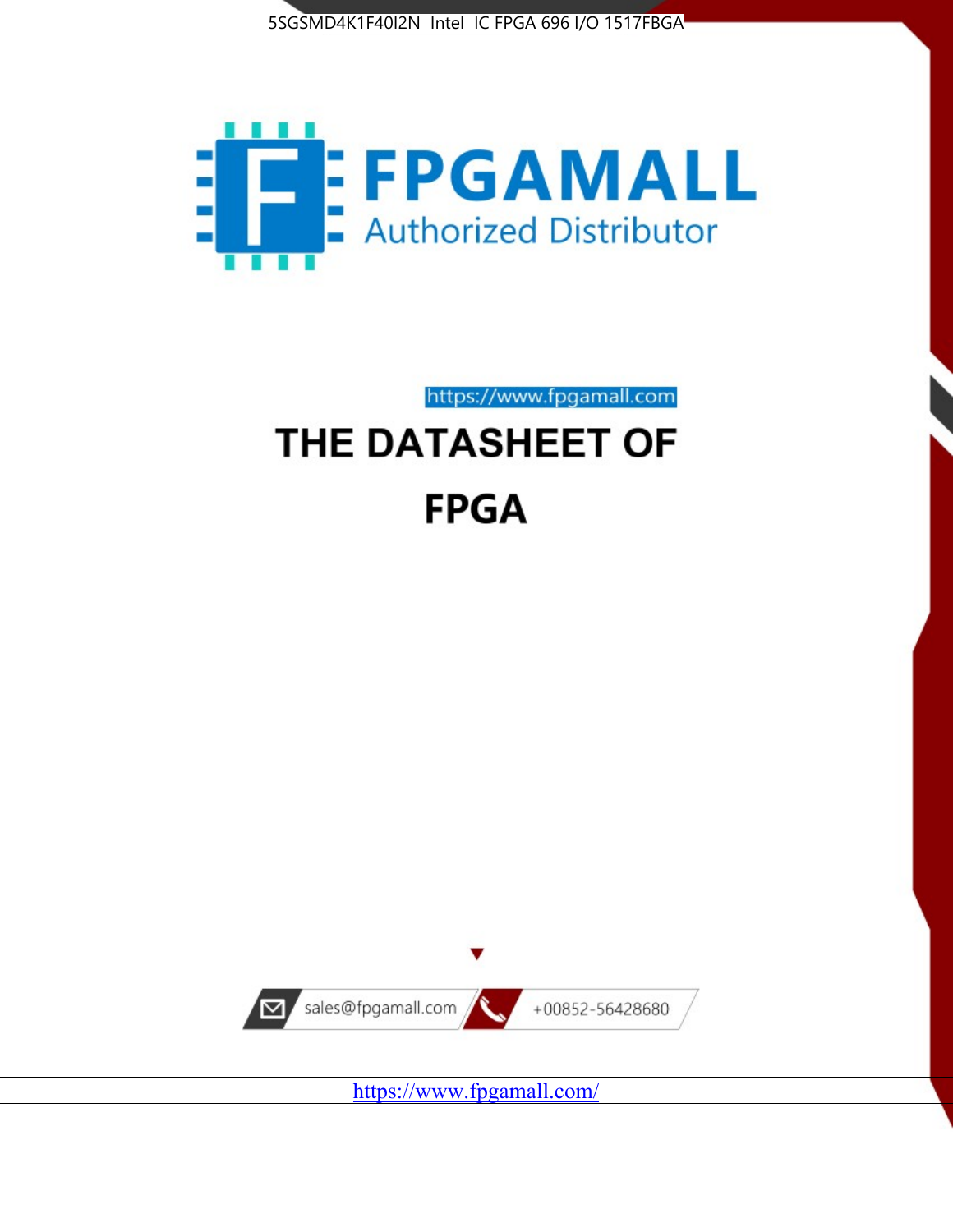5SGSMD4K1F40I2N Intel IC FPGA 696 I/O 1517FBGA

FPGAMALL

Authorized Distributor

https://www.fpgamall.com

# THE DATASHEET OF

# FPGA

sales@fpgamall.com

+00852-56428680

https://www.fpgamall.com/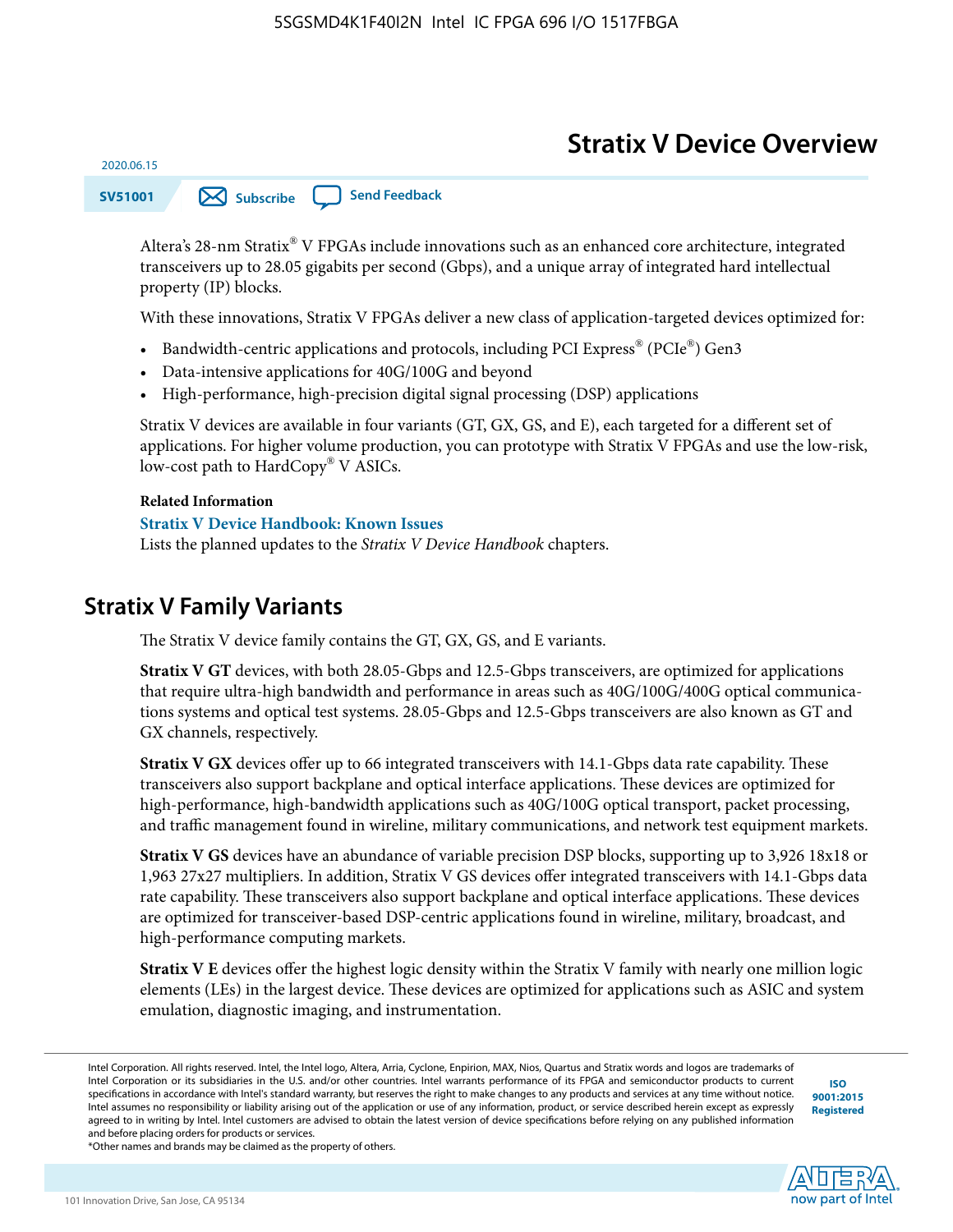# Stratix V Device Overview

2020.06.15

SV51001

Subscribe

Send Feedback

Altera's 28-nm Stratix® V FPGAs include innovations such as an enhanced core architecture, integrated transceivers up to 28.05 gigabits per second (Gbps), and a unique array of integrated hard intellectual property (IP) blocks.

With these innovations, Stratix V FPGAs deliver a new class of application-targeted devices optimized for:

- Bandwidth-centric applications and protocols, including PCI Express® (PCIe®) Gen3
- Data-intensive applications for 40G/100G and beyond
- High-performance, high-precision digital signal processing (DSP) applications

Stratix V devices are available in four variants (GT, GX, GS, and E), each targeted for a different set of applications. For higher volume production, you can prototype with Stratix V FPGAs and use the low-risk, low-cost path to HardCopy® V ASICs.

**Related Information**

**Stratix V Device Handbook: Known Issues**

Lists the planned updates to the *Stratix V Device Handbook* chapters.

## Stratix V Family Variants

The Stratix V device family contains the GT, GX, GS, and E variants.

**Stratix V GT** devices, with both 28.05-Gbps and 12.5-Gbps transceivers, are optimized for applications that require ultra-high bandwidth and performance in areas such as 40G/100G/400G optical communications systems and optical test systems. 28.05-Gbps and 12.5-Gbps transceivers are also known as GT and GX channels, respectively.

**Stratix V GX** devices offer up to 66 integrated transceivers with 14.1-Gbps data rate capability. These transceivers also support backplane and optical interface applications. These devices are optimized for high-performance, high-bandwidth applications such as 40G/100G optical transport, packet processing, and traffic management found in wireline, military communications, and network test equipment markets.

**Stratix V GS** devices have an abundance of variable precision DSP blocks, supporting up to 3,926 18x18 or 1,963 27x27 multipliers. In addition, Stratix V GS devices offer integrated transceivers with 14.1-Gbps data rate capability. These transceivers also support backplane and optical interface applications. These devices are optimized for transceiver-based DSP-centric applications found in wireline, military, broadcast, and high-performance computing markets.

**Stratix V E** devices offer the highest logic density within the Stratix V family with nearly one million logic elements (LEs) in the largest device. These devices are optimized for applications such as ASIC and system emulation, diagnostic imaging, and instrumentation.

Intel Corporation. All rights reserved. Intel, the Intel logo, Altera, Arria, Cyclone, Enpirion, MAX, Nios, Quartus and Stratix words and logos are trademarks of Intel Corporation or its subsidiaries in the U.S. and/or other countries. Intel warrants performance of its FPGA and semiconductor products to current specifications in accordance with Intel's standard warranty, but reserves the right to make changes to any products and services at any time without notice. Intel assumes no responsibility or liability arising out of the application or use of any information, product, or service described herein except as expressly agreed to in writing by Intel. Intel customers are advised to obtain the latest version of device specifications before relying on any published information and before placing orders for products or services.
*Other names and brands may be claimed as the property of others.

ISO 9001:2015 Registered

101 Innovation Drive, San Jose, CA 95134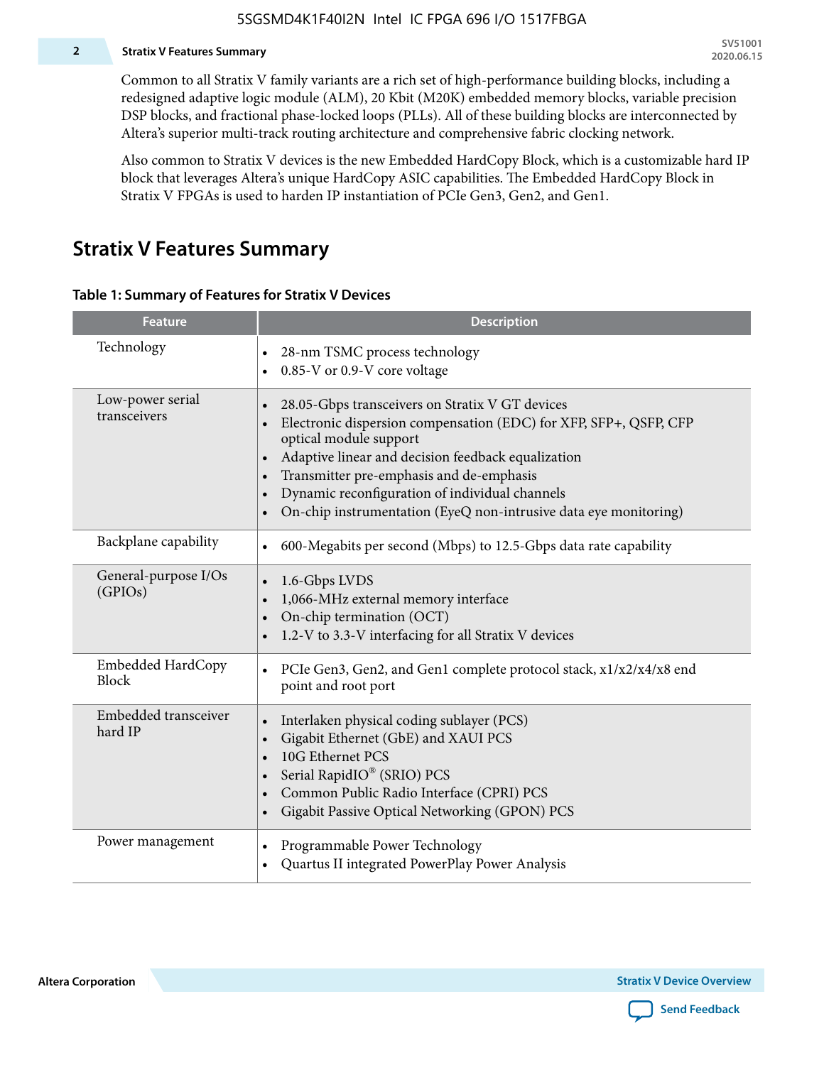Common to all Stratix V family variants are a rich set of high-performance building blocks, including a redesigned adaptive logic module (ALM), 20 Kbit (M20K) embedded memory blocks, variable precision DSP blocks, and fractional phase-locked loops (PLLs). All of these building blocks are interconnected by Altera's superior multi-track routing architecture and comprehensive fabric clocking network.

Also common to Stratix V devices is the new Embedded HardCopy Block, which is a customizable hard IP block that leverages Altera's unique HardCopy ASIC capabilities. The Embedded HardCopy Block in Stratix V FPGAs is used to harden IP instantiation of PCIe Gen3, Gen2, and Gen1.

## Stratix V Features Summary

**Table 1: Summary of Features for Stratix V Devices**

| Feature | Description |
|---|---|
| Technology | • 28-nm TSMC process technology<br>• 0.85-V or 0.9-V core voltage |
| Low-power serial transceivers | • 28.05-Gbps transceivers on Stratix V GT devices<br>• Electronic dispersion compensation (EDC) for XFP, SFP+, QSFP, CFP optical module support<br>• Adaptive linear and decision feedback equalization<br>• Transmitter pre-emphasis and de-emphasis<br>• Dynamic reconfiguration of individual channels<br>• On-chip instrumentation (EyeQ non-intrusive data eye monitoring) |
| Backplane capability | • 600-Megabits per second (Mbps) to 12.5-Gbps data rate capability |
| General-purpose I/Os (GPIOs) | • 1.6-Gbps LVDS<br>• 1,066-MHz external memory interface<br>• On-chip termination (OCT)<br>• 1.2-V to 3.3-V interfacing for all Stratix V devices |
| Embedded HardCopy Block | • PCIe Gen3, Gen2, and Gen1 complete protocol stack, x1/x2/x4/x8 end point and root port |
| Embedded transceiver hard IP | • Interlaken physical coding sublayer (PCS)<br>• Gigabit Ethernet (GbE) and XAUI PCS<br>• 10G Ethernet PCS<br>• Serial RapidIO® (SRIO) PCS<br>• Common Public Radio Interface (CPRI) PCS<br>• Gigabit Passive Optical Networking (GPON) PCS |
| Power management | • Programmable Power Technology<br>• Quartus II integrated PowerPlay Power Analysis |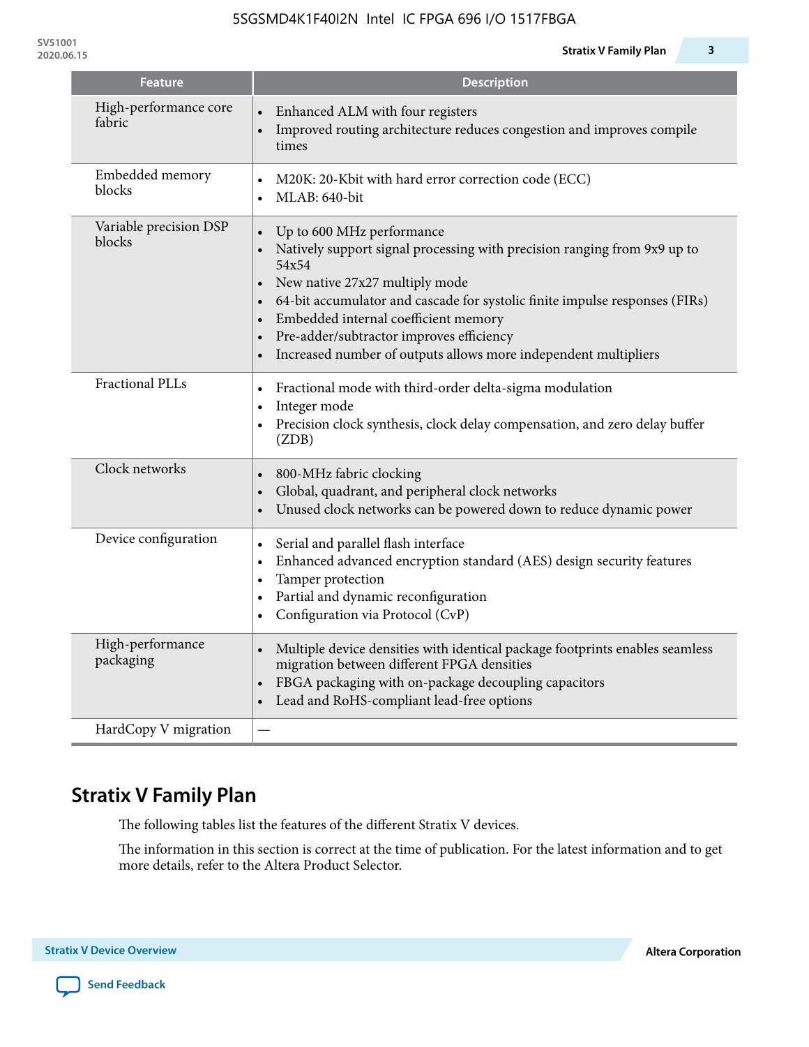| Feature | Description |
| --- | --- |
| High-performance core fabric | • Enhanced ALM with four registers<br>• Improved routing architecture reduces congestion and improves compile times |
| Embedded memory blocks | • M20K: 20-Kbit with hard error correction code (ECC)<br>• MLAB: 640-bit |
| Variable precision DSP blocks | • Up to 600 MHz performance<br>• Natively support signal processing with precision ranging from 9x9 up to 54x54<br>• New native 27x27 multiply mode<br>• 64-bit accumulator and cascade for systolic finite impulse responses (FIRs)<br>• Embedded internal coefficient memory<br>• Pre-adder/subtractor improves efficiency<br>• Increased number of outputs allows more independent multipliers |
| Fractional PLLs | • Fractional mode with third-order delta-sigma modulation<br>• Integer mode<br>• Precision clock synthesis, clock delay compensation, and zero delay buffer (ZDB) |
| Clock networks | • 800-MHz fabric clocking<br>• Global, quadrant, and peripheral clock networks<br>• Unused clock networks can be powered down to reduce dynamic power |
| Device configuration | • Serial and parallel flash interface<br>• Enhanced advanced encryption standard (AES) design security features<br>• Tamper protection<br>• Partial and dynamic reconfiguration<br>• Configuration via Protocol (CvP) |
| High-performance packaging | • Multiple device densities with identical package footprints enables seamless migration between different FPGA densities<br>• FBGA packaging with on-package decoupling capacitors<br>• Lead and RoHS-compliant lead-free options |
| HardCopy V migration | — |

## Stratix V Family Plan

The following tables list the features of the different Stratix V devices.

The information in this section is correct at the time of publication. For the latest information and to get more details, refer to the Altera Product Selector.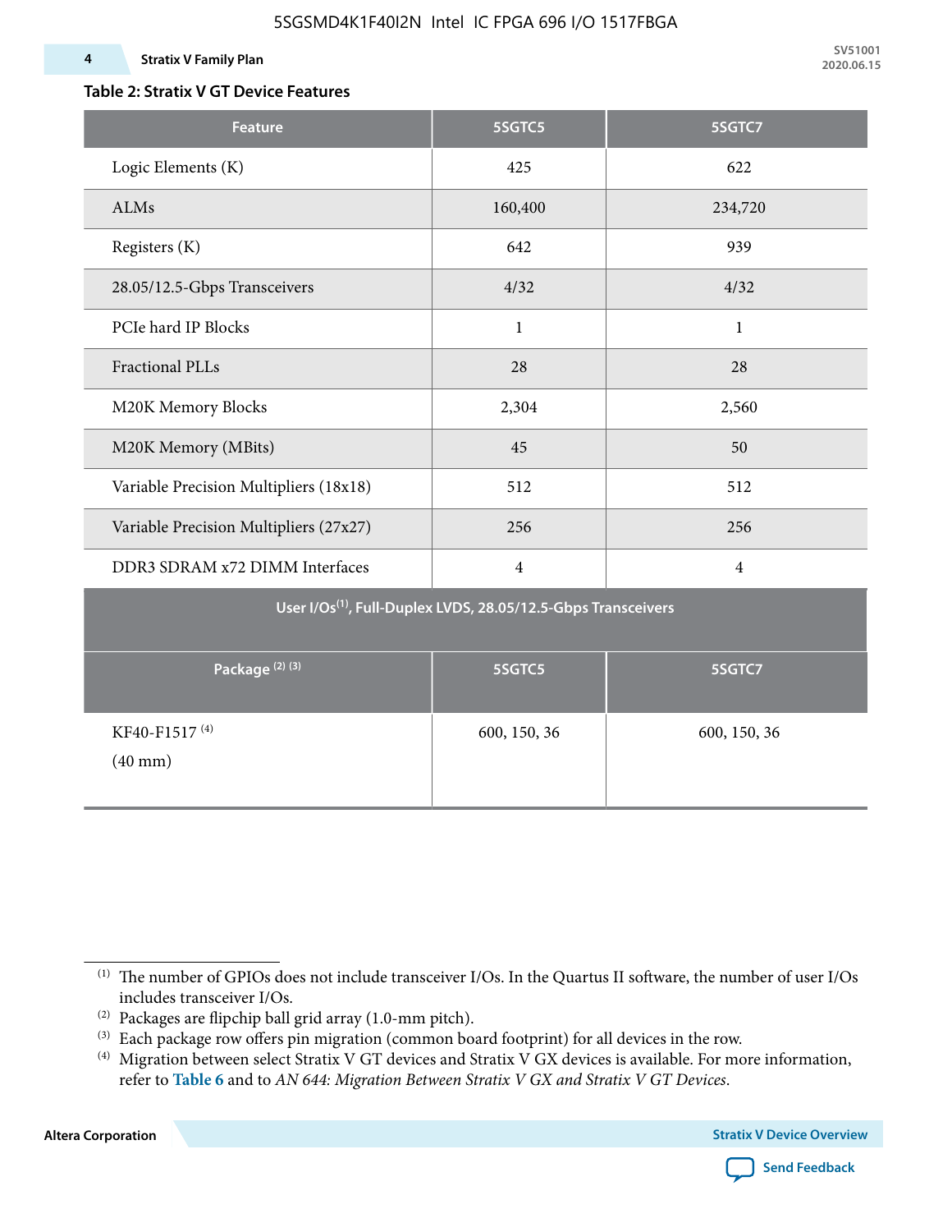**Table 2: Stratix V GT Device Features**

| Feature | 5SGTC5 | 5SGTC7 |
|---|---|---|
| Logic Elements (K) | 425 | 622 |
| ALMs | 160,400 | 234,720 |
| Registers (K) | 642 | 939 |
| 28.05/12.5-Gbps Transceivers | 4/32 | 4/32 |
| PCIe hard IP Blocks | 1 | 1 |
| Fractional PLLs | 28 | 28 |
| M20K Memory Blocks | 2,304 | 2,560 |
| M20K Memory (MBits) | 45 | 50 |
| Variable Precision Multipliers (18x18) | 512 | 512 |
| Variable Precision Multipliers (27x27) | 256 | 256 |
| DDR3 SDRAM x72 DIMM Interfaces | 4 | 4 |
| **User I/Os[(1)], Full-Duplex LVDS, 28.05/12.5-Gbps Transceivers** | | |
| **Package [(2)] [(3)]** | **5SGTC5** | **5SGTC7** |
| KF40-F1517 [(4)] (40 mm) | 600, 150, 36 | 600, 150, 36 |

(1) The number of GPIOs does not include transceiver I/Os. In the Quartus II software, the number of user I/Os includes transceiver I/Os.

(2) Packages are flipchip ball grid array (1.0-mm pitch).

(3) Each package row offers pin migration (common board footprint) for all devices in the row.

(4) Migration between select Stratix V GT devices and Stratix V GX devices is available. For more information, refer to **Table 6** and to *AN 644: Migration Between Stratix V GX and Stratix V GT Devices*.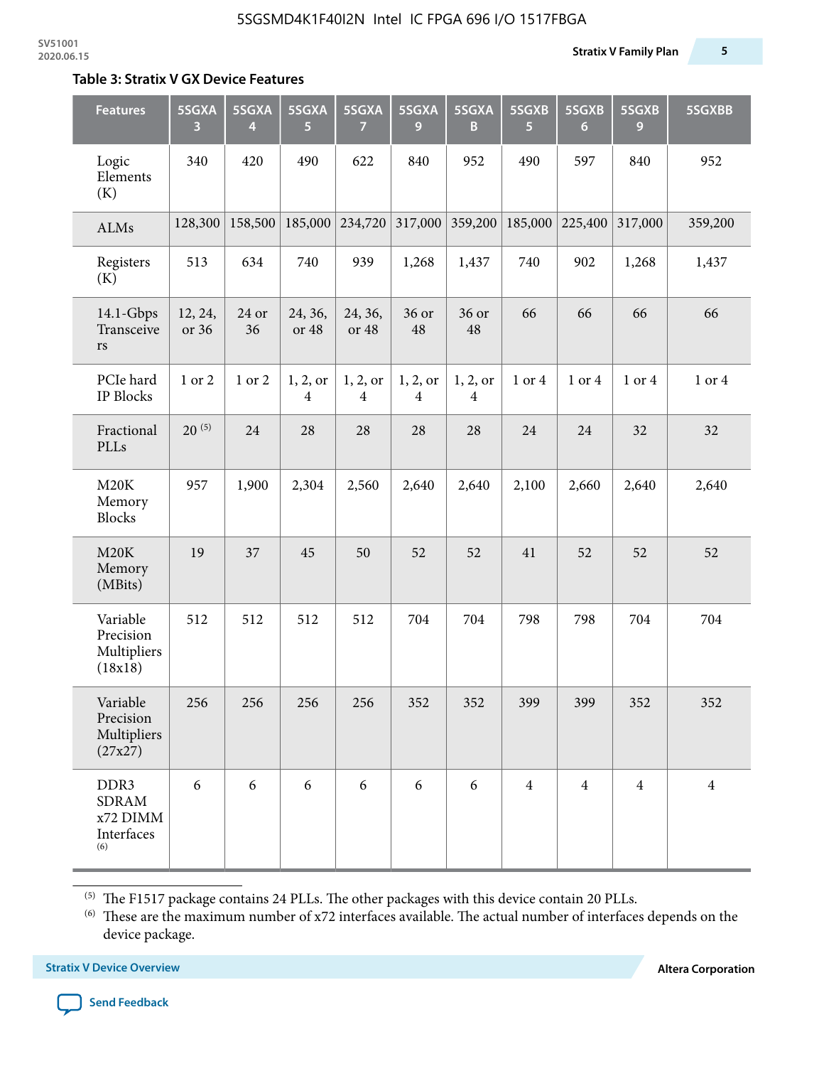### Table 3: Stratix V GX Device Features

| Features | 5SGXA 3 | 5SGXA 4 | 5SGXA 5 | 5SGXA 7 | 5SGXA 9 | 5SGXA B | 5SGXB 5 | 5SGXB 6 | 5SGXB 9 | 5SGXBB |
|---|---|---|---|---|---|---|---|---|---|---|
| Logic Elements (K) | 340 | 420 | 490 | 622 | 840 | 952 | 490 | 597 | 840 | 952 |
| ALMs | 128,300 | 158,500 | 185,000 | 234,720 | 317,000 | 359,200 | 185,000 | 225,400 | 317,000 | 359,200 |
| Registers (K) | 513 | 634 | 740 | 939 | 1,268 | 1,437 | 740 | 902 | 1,268 | 1,437 |
| 14.1-Gbps Transceivers | 12, 24, or 36 | 24 or 36 | 24, 36, or 48 | 24, 36, or 48 | 36 or 48 | 36 or 48 | 66 | 66 | 66 | 66 |
| PCIe hard IP Blocks | 1 or 2 | 1 or 2 | 1, 2, or 4 | 1, 2, or 4 | 1, 2, or 4 | 1, 2, or 4 | 1 or 4 | 1 or 4 | 1 or 4 | 1 or 4 |
| Fractional PLLs | 20 [5] | 24 | 28 | 28 | 28 | 28 | 24 | 24 | 32 | 32 |
| M20K Memory Blocks | 957 | 1,900 | 2,304 | 2,560 | 2,640 | 2,640 | 2,100 | 2,660 | 2,640 | 2,640 |
| M20K Memory (MBits) | 19 | 37 | 45 | 50 | 52 | 52 | 41 | 52 | 52 | 52 |
| Variable Precision Multipliers (18x18) | 512 | 512 | 512 | 512 | 704 | 704 | 798 | 798 | 704 | 704 |
| Variable Precision Multipliers (27x27) | 256 | 256 | 256 | 256 | 352 | 352 | 399 | 399 | 352 | 352 |
| DDR3 SDRAM x72 DIMM Interfaces [6] | 6 | 6 | 6 | 6 | 6 | 6 | 4 | 4 | 4 | 4 |

[5] The F1517 package contains 24 PLLs. The other packages with this device contain 20 PLLs.

[6] These are the maximum number of x72 interfaces available. The actual number of interfaces depends on the device package.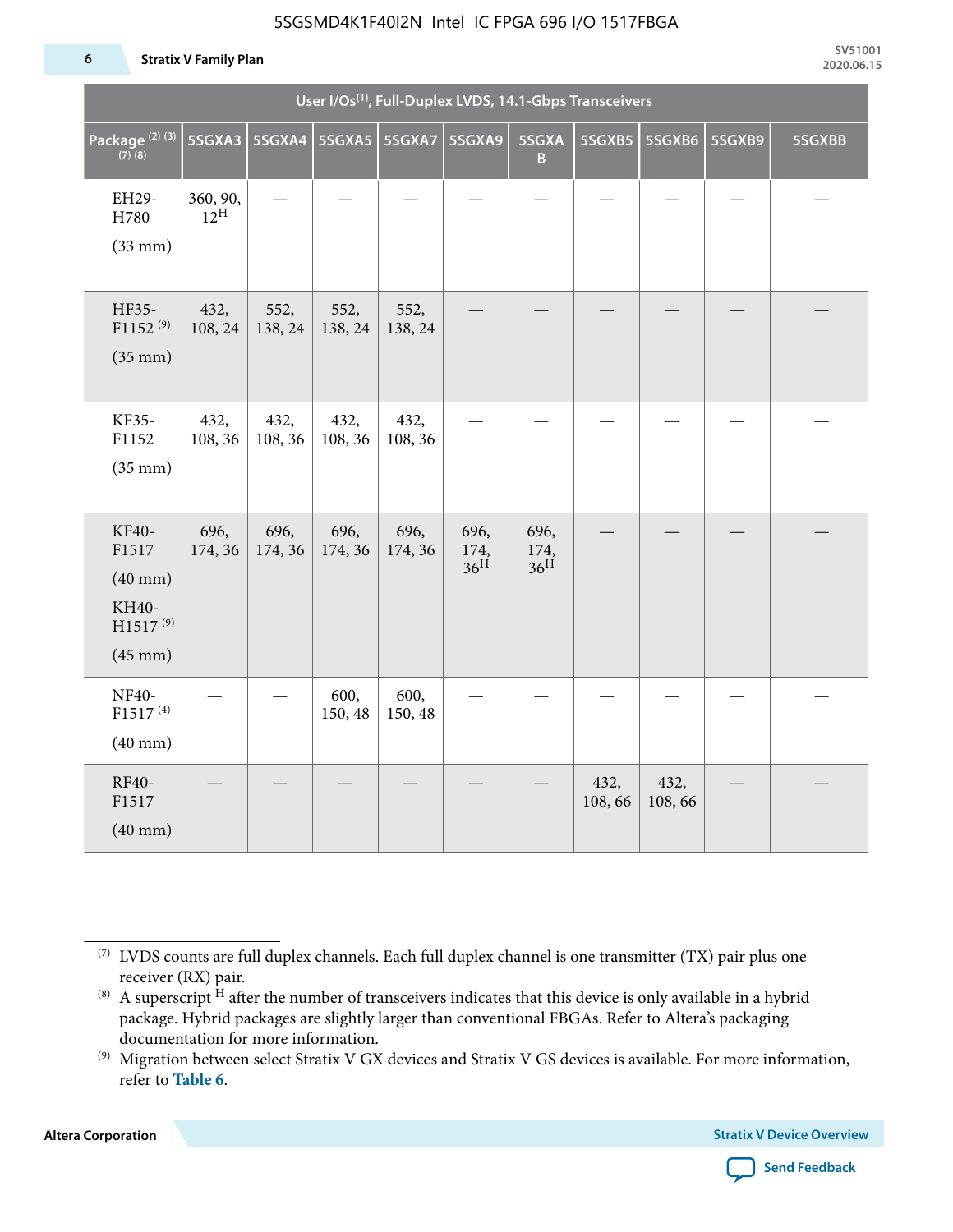| User I/Os(1), Full-Duplex LVDS, 14.1-Gbps Transceivers | | | | | | | | | | |
|---|---|---|---|---|---|---|---|---|---|---|
| Package (2) (3) (7) (8) | 5SGXA3 | 5SGXA4 | 5SGXA5 | 5SGXA7 | 5SGXA9 | 5SGXA B | 5SGXB5 | 5SGXB6 | 5SGXB9 | 5SGXBB |
| EH29-H780 (33 mm) | 360, 90, 12H | — | — | — | — | — | — | — | — | — |
| HF35-F1152 (9) (35 mm) | 432, 108, 24 | 552, 138, 24 | 552, 138, 24 | 552, 138, 24 | — | — | — | — | — | — |
| KF35-F1152 (35 mm) | 432, 108, 36 | 432, 108, 36 | 432, 108, 36 | 432, 108, 36 | — | — | — | — | — | — |
| KF40-F1517 (40 mm) KH40-H1517 (9) (45 mm) | 696, 174, 36 | 696, 174, 36 | 696, 174, 36 | 696, 174, 36 | 696, 174, 36H | 696, 174, 36H | — | — | — | — |
| NF40-F1517 (4) (40 mm) | — | — | 600, 150, 48 | 600, 150, 48 | — | — | — | — | — | — |
| RF40-F1517 (40 mm) | — | — | — | — | — | — | 432, 108, 66 | 432, 108, 66 | — | — |

(7) LVDS counts are full duplex channels. Each full duplex channel is one transmitter (TX) pair plus one receiver (RX) pair.

(8) A superscript H after the number of transceivers indicates that this device is only available in a hybrid package. Hybrid packages are slightly larger than conventional FBGAs. Refer to Altera's packaging documentation for more information.

(9) Migration between select Stratix V GX devices and Stratix V GS devices is available. For more information, refer to **Table 6**.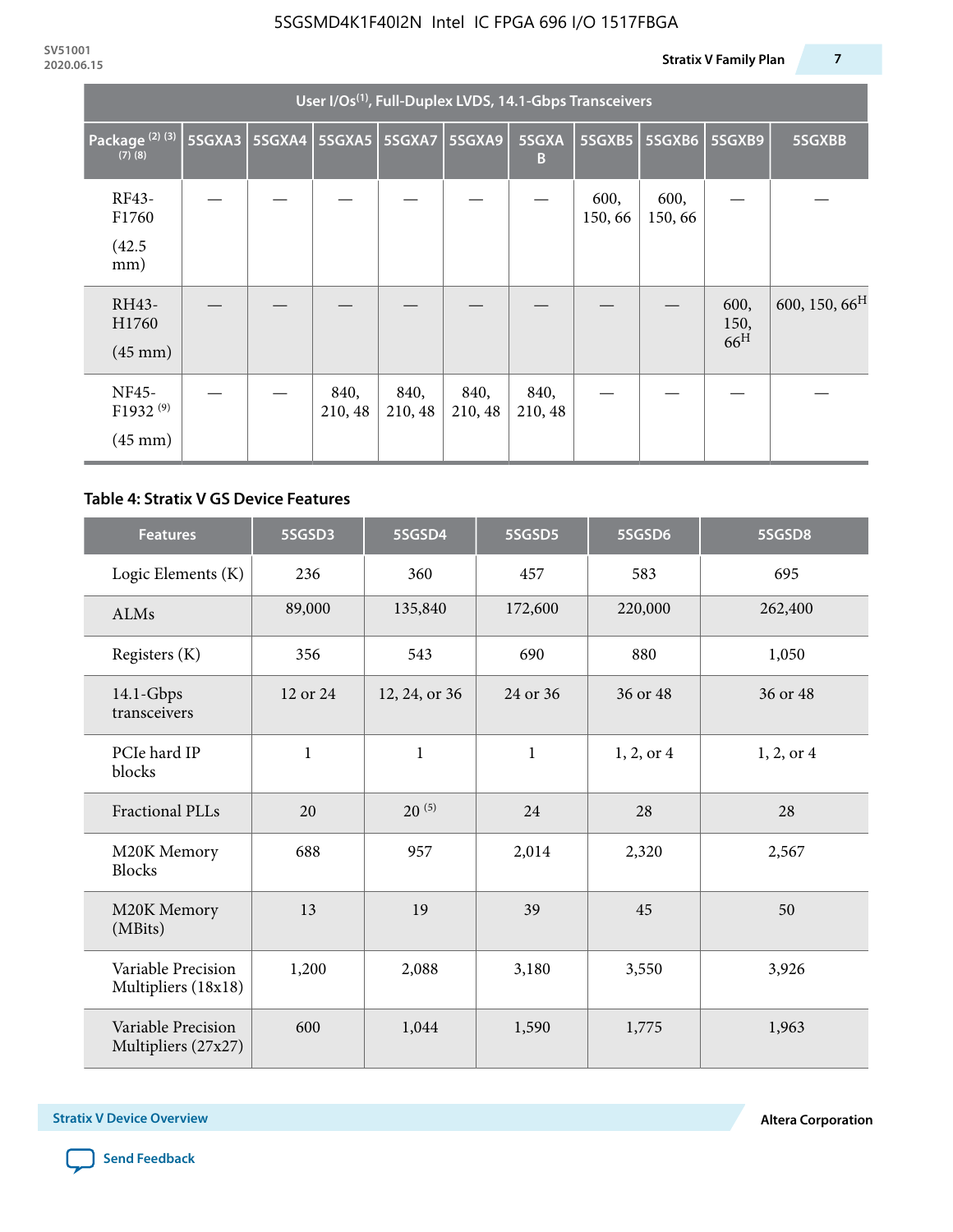| User I/Os(1), Full-Duplex LVDS, 14.1-Gbps Transceivers | | | | | | | | | | |
|---|---|---|---|---|---|---|---|---|---|---|
| Package (2) (3) (7) (8) | 5SGXA3 | 5SGXA4 | 5SGXA5 | 5SGXA7 | 5SGXA9 | 5SGXAB | 5SGXB5 | 5SGXB6 | 5SGXB9 | 5SGXBB |
| RF43-F1760 (42.5 mm) | — | — | — | — | — | — | 600, 150, 66 | 600, 150, 66 | — | — |
| RH43-H1760 (45 mm) | — | — | — | — | — | — | — | — | 600, 150, 66H | 600, 150, 66H |
| NF45-F1932 (9) (45 mm) | — | — | 840, 210, 48 | 840, 210, 48 | 840, 210, 48 | 840, 210, 48 | — | — | — | — |

**Table 4: Stratix V GS Device Features**

| Features | 5SGSD3 | 5SGSD4 | 5SGSD5 | 5SGSD6 | 5SGSD8 |
|---|---|---|---|---|---|
| Logic Elements (K) | 236 | 360 | 457 | 583 | 695 |
| ALMs | 89,000 | 135,840 | 172,600 | 220,000 | 262,400 |
| Registers (K) | 356 | 543 | 690 | 880 | 1,050 |
| 14.1-Gbps transceivers | 12 or 24 | 12, 24, or 36 | 24 or 36 | 36 or 48 | 36 or 48 |
| PCIe hard IP blocks | 1 | 1 | 1 | 1, 2, or 4 | 1, 2, or 4 |
| Fractional PLLs | 20 | 20 (5) | 24 | 28 | 28 |
| M20K Memory Blocks | 688 | 957 | 2,014 | 2,320 | 2,567 |
| M20K Memory (MBits) | 13 | 19 | 39 | 45 | 50 |
| Variable Precision Multipliers (18x18) | 1,200 | 2,088 | 3,180 | 3,550 | 3,926 |
| Variable Precision Multipliers (27x27) | 600 | 1,044 | 1,590 | 1,775 | 1,963 |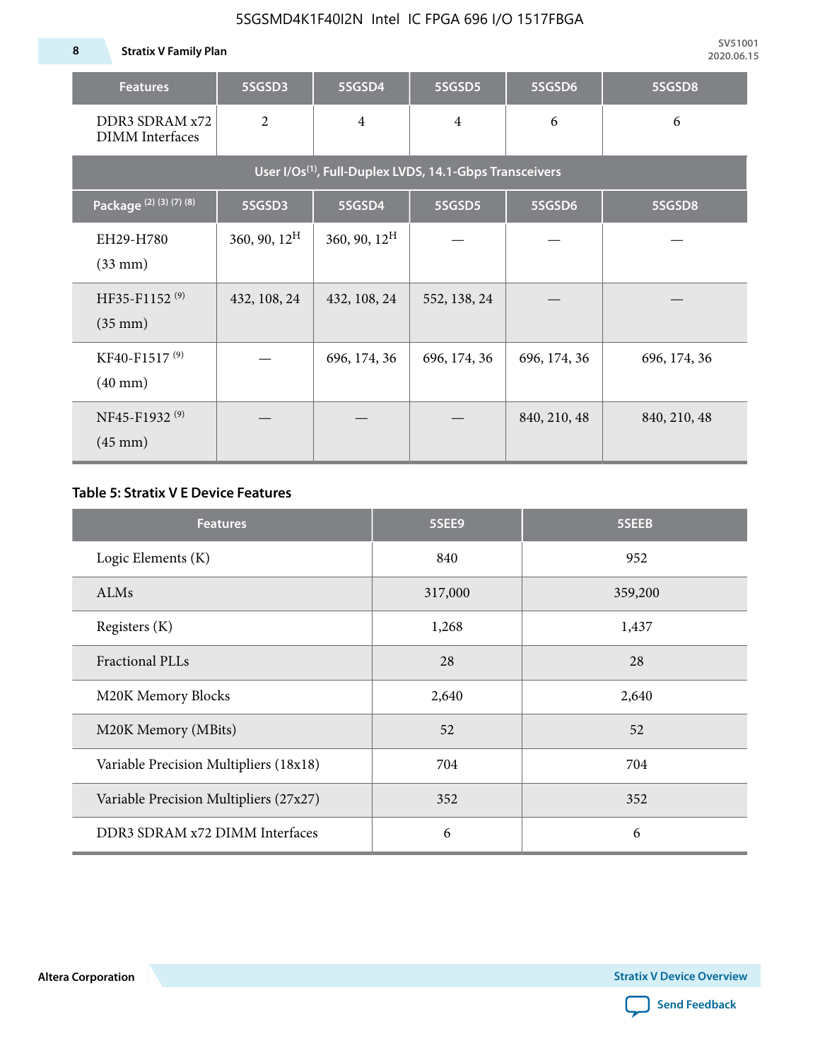| Features | 5SGSD3 | 5SGSD4 | 5SGSD5 | 5SGSD6 | 5SGSD8 |
|---|---|---|---|---|---|
| DDR3 SDRAM x72 DIMM Interfaces | 2 | 4 | 4 | 6 | 6 |
| User I/Os[(1)], Full-Duplex LVDS, 14.1-Gbps Transceivers | | | | | |
| Package [(2) (3) (7) (8)] | 5SGSD3 | 5SGSD4 | 5SGSD5 | 5SGSD6 | 5SGSD8 |
| EH29-H780 (33 mm) | 360, 90, 12[H] | 360, 90, 12[H] | — | — | — |
| HF35-F1152 [(9)] (35 mm) | 432, 108, 24 | 432, 108, 24 | 552, 138, 24 | — | — |
| KF40-F1517 [(9)] (40 mm) | — | 696, 174, 36 | 696, 174, 36 | 696, 174, 36 | 696, 174, 36 |
| NF45-F1932 [(9)] (45 mm) | — | — | — | 840, 210, 48 | 840, 210, 48 |

### Table 5: Stratix V E Device Features

| Features | 5SEE9 | 5SEEB |
|---|---|---|
| Logic Elements (K) | 840 | 952 |
| ALMs | 317,000 | 359,200 |
| Registers (K) | 1,268 | 1,437 |
| Fractional PLLs | 28 | 28 |
| M20K Memory Blocks | 2,640 | 2,640 |
| M20K Memory (MBits) | 52 | 52 |
| Variable Precision Multipliers (18x18) | 704 | 704 |
| Variable Precision Multipliers (27x27) | 352 | 352 |
| DDR3 SDRAM x72 DIMM Interfaces | 6 | 6 |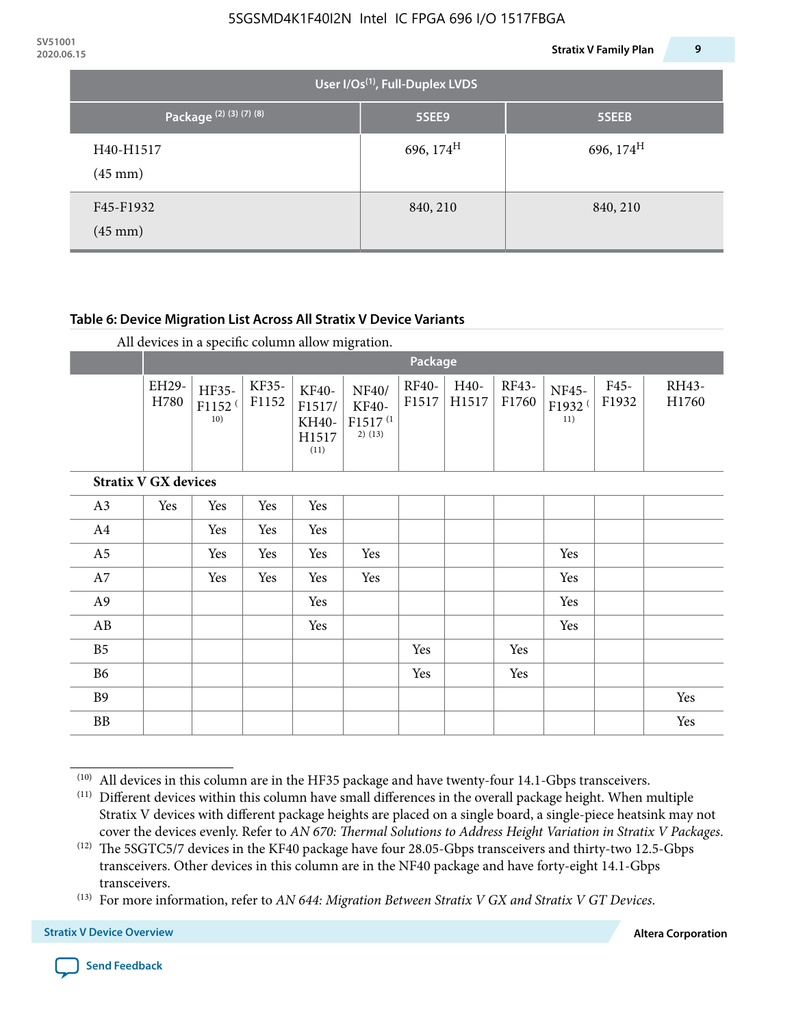| User I/Os[(1)], Full-Duplex LVDS | | |
|---|---|---|
| Package [(2) (3) (7) (8)] | 5SEE9 | 5SEEB |
| H40-H1517 (45 mm) | 696, 174[H] | 696, 174[H] |
| F45-F1932 (45 mm) | 840, 210 | 840, 210 |

**Table 6: Device Migration List Across All Stratix V Device Variants**

All devices in a specific column allow migration.

| | Package | | | | | | | | | | |
|---|---|---|---|---|---|---|---|---|---|---|---|
| | EH29-H780 | HF35-F1152 [(10)] | KF35-F1152 | KF40-F1517/KH40-H1517 [(11)] | NF40/KF40-F1517 [(12) (13)] | RF40-F1517 | H40-H1517 | RF43-F1760 | NF45-F1932 [(11)] | F45-F1932 | RH43-H1760 |
| **Stratix V GX devices** | | | | | | | | | | | |
| A3 | Yes | Yes | Yes | Yes | | | | | | | |
| A4 | | Yes | Yes | Yes | | | | | | | |
| A5 | | Yes | Yes | Yes | Yes | | | | Yes | | |
| A7 | | Yes | Yes | Yes | Yes | | | | Yes | | |
| A9 | | | | Yes | | | | | Yes | | |
| AB | | | | Yes | | | | | Yes | | |
| B5 | | | | | | Yes | | Yes | | | |
| B6 | | | | | | Yes | | Yes | | | |
| B9 | | | | | | | | | | | Yes |
| BB | | | | | | | | | | | Yes |

(10) All devices in this column are in the HF35 package and have twenty-four 14.1-Gbps transceivers.

(11) Different devices within this column have small differences in the overall package height. When multiple Stratix V devices with different package heights are placed on a single board, a single-piece heatsink may not cover the devices evenly. Refer to *AN 670: Thermal Solutions to Address Height Variation in Stratix V Packages*.

(12) The 5SGTC5/7 devices in the KF40 package have four 28.05-Gbps transceivers and thirty-two 12.5-Gbps transceivers. Other devices in this column are in the NF40 package and have forty-eight 14.1-Gbps transceivers.

(13) For more information, refer to *AN 644: Migration Between Stratix V GX and Stratix V GT Devices*.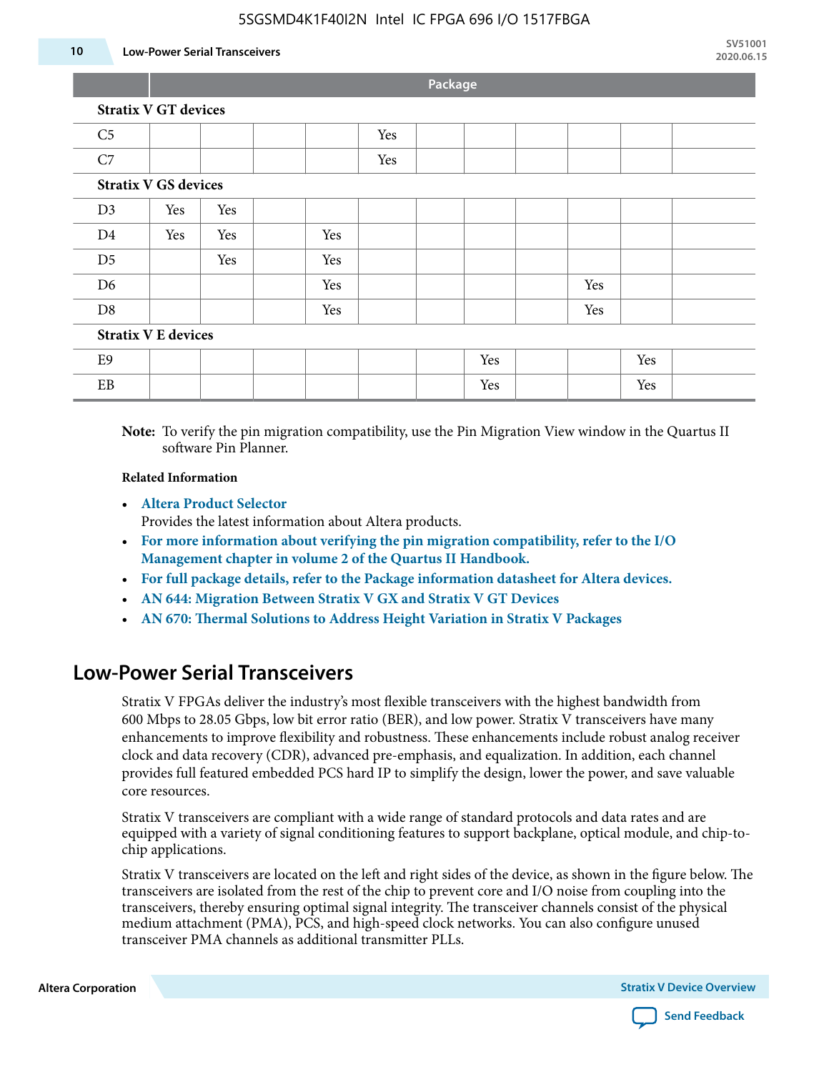| | Package | | | | | | | | | | |
|---|---|---|---|---|---|---|---|---|---|---|---|
| **Stratix V GT devices** | | | | | | | | | | | |
| C5 | | | | | Yes | | | | | | |
| C7 | | | | | Yes | | | | | | |
| **Stratix V GS devices** | | | | | | | | | | | |
| D3 | Yes | Yes | | | | | | | | | |
| D4 | Yes | Yes | | Yes | | | | | | | |
| D5 | | Yes | | Yes | | | | | | | |
| D6 | | | | Yes | | | | | Yes | | |
| D8 | | | | Yes | | | | | Yes | | |
| **Stratix V E devices** | | | | | | | | | | | |
| E9 | | | | | | | Yes | | | Yes | |
| EB | | | | | | | Yes | | | Yes | |

**Note:** To verify the pin migration compatibility, use the Pin Migration View window in the Quartus II software Pin Planner.

**Related Information**

- **Altera Product Selector**
  Provides the latest information about Altera products.
- **For more information about verifying the pin migration compatibility, refer to the I/O Management chapter in volume 2 of the Quartus II Handbook.**
- **For full package details, refer to the Package information datasheet for Altera devices.**
- **AN 644: Migration Between Stratix V GX and Stratix V GT Devices**
- **AN 670: Thermal Solutions to Address Height Variation in Stratix V Packages**

## Low-Power Serial Transceivers

Stratix V FPGAs deliver the industry's most flexible transceivers with the highest bandwidth from 600 Mbps to 28.05 Gbps, low bit error ratio (BER), and low power. Stratix V transceivers have many enhancements to improve flexibility and robustness. These enhancements include robust analog receiver clock and data recovery (CDR), advanced pre-emphasis, and equalization. In addition, each channel provides full featured embedded PCS hard IP to simplify the design, lower the power, and save valuable core resources.

Stratix V transceivers are compliant with a wide range of standard protocols and data rates and are equipped with a variety of signal conditioning features to support backplane, optical module, and chip-to-chip applications.

Stratix V transceivers are located on the left and right sides of the device, as shown in the figure below. The transceivers are isolated from the rest of the chip to prevent core and I/O noise from coupling into the transceivers, thereby ensuring optimal signal integrity. The transceiver channels consist of the physical medium attachment (PMA), PCS, and high-speed clock networks. You can also configure unused transceiver PMA channels as additional transmitter PLLs.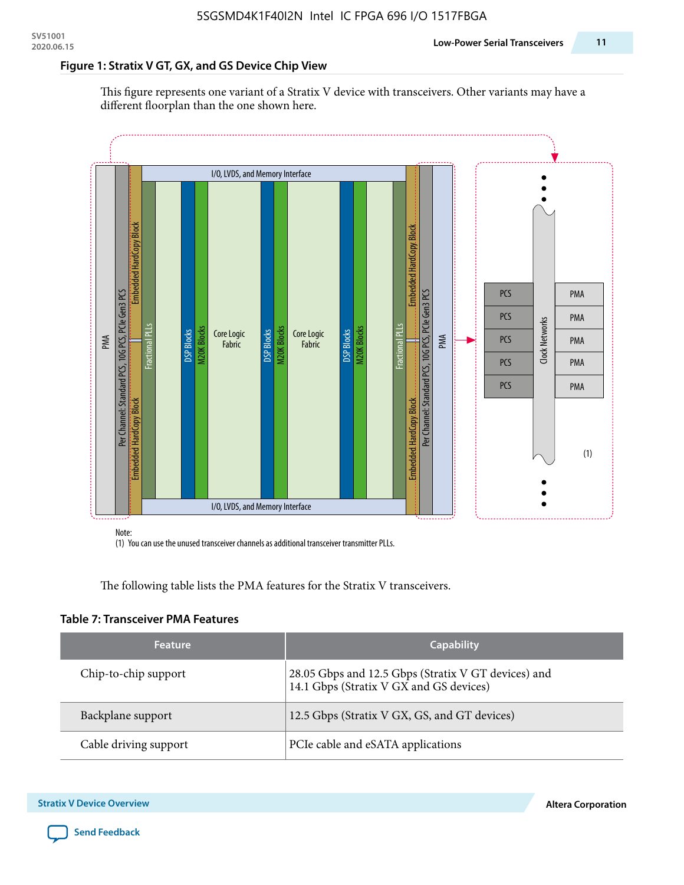#### Figure 1: Stratix V GT, GX, and GS Device Chip View

This figure represents one variant of a Stratix V device with transceivers. Other variants may have a different floorplan than the one shown here.

PMA | Per Channel: Standard PCS, 10G PCS, PCIe Gen3 PCS | Embedded HardCopy Block | Fractional PLLs | DSP Blocks | M20K Blocks | Core Logic Fabric | DSP Blocks | M20K Blocks | Core Logic Fabric | DSP Blocks | M20K Blocks | Fractional PLLs | Embedded HardCopy Block | Per Channel: Standard PCS, 10G PCS, PCIe Gen3 PCS | PMA

I/O, LVDS, and Memory Interface

PCS | PMA | Clock Networks (1)

Note:

(1) You can use the unused transceiver channels as additional transceiver transmitter PLLs.

The following table lists the PMA features for the Stratix V transceivers.

#### Table 7: Transceiver PMA Features

| Feature | Capability |
| --- | --- |
| Chip-to-chip support | 28.05 Gbps and 12.5 Gbps (Stratix V GT devices) and 14.1 Gbps (Stratix V GX and GS devices) |
| Backplane support | 12.5 Gbps (Stratix V GX, GS, and GT devices) |
| Cable driving support | PCIe cable and eSATA applications |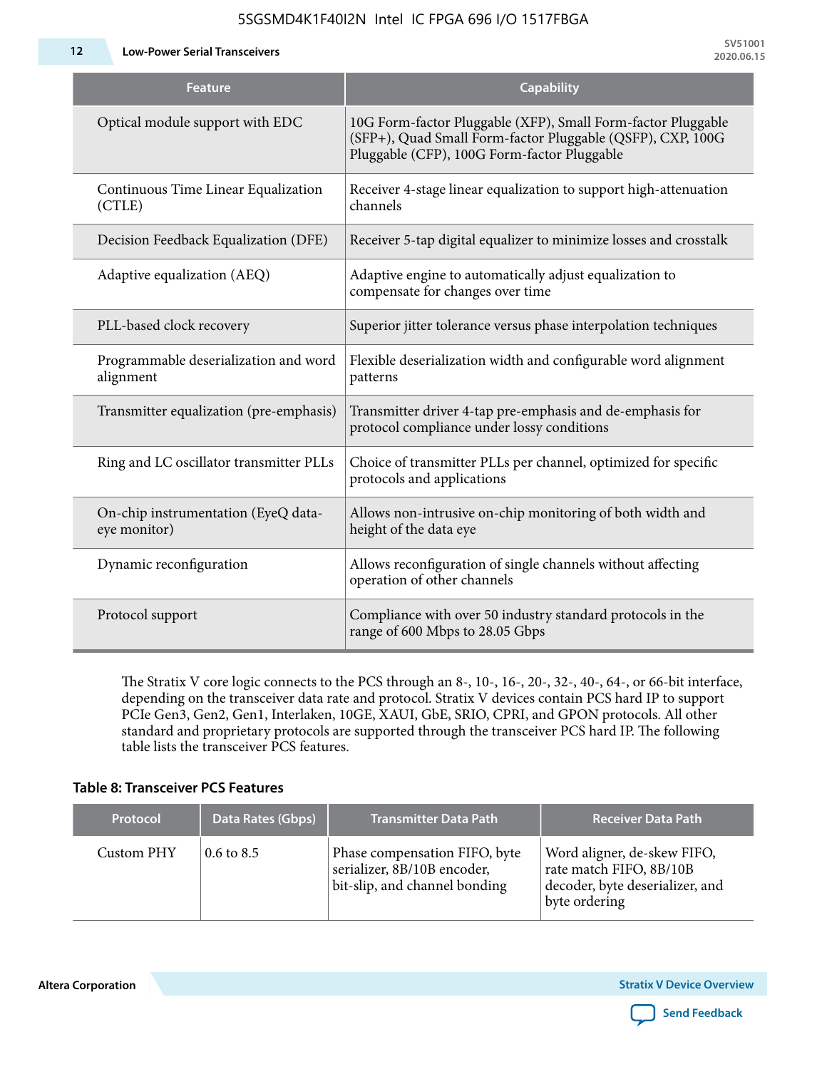| Feature | Capability |
|---|---|
| Optical module support with EDC | 10G Form-factor Pluggable (XFP), Small Form-factor Pluggable (SFP+), Quad Small Form-factor Pluggable (QSFP), CXP, 100G Pluggable (CFP), 100G Form-factor Pluggable |
| Continuous Time Linear Equalization (CTLE) | Receiver 4-stage linear equalization to support high-attenuation channels |
| Decision Feedback Equalization (DFE) | Receiver 5-tap digital equalizer to minimize losses and crosstalk |
| Adaptive equalization (AEQ) | Adaptive engine to automatically adjust equalization to compensate for changes over time |
| PLL-based clock recovery | Superior jitter tolerance versus phase interpolation techniques |
| Programmable deserialization and word alignment | Flexible deserialization width and configurable word alignment patterns |
| Transmitter equalization (pre-emphasis) | Transmitter driver 4-tap pre-emphasis and de-emphasis for protocol compliance under lossy conditions |
| Ring and LC oscillator transmitter PLLs | Choice of transmitter PLLs per channel, optimized for specific protocols and applications |
| On-chip instrumentation (EyeQ data-eye monitor) | Allows non-intrusive on-chip monitoring of both width and height of the data eye |
| Dynamic reconfiguration | Allows reconfiguration of single channels without affecting operation of other channels |
| Protocol support | Compliance with over 50 industry standard protocols in the range of 600 Mbps to 28.05 Gbps |

The Stratix V core logic connects to the PCS through an 8-, 10-, 16-, 20-, 32-, 40-, 64-, or 66-bit interface, depending on the transceiver data rate and protocol. Stratix V devices contain PCS hard IP to support PCIe Gen3, Gen2, Gen1, Interlaken, 10GE, XAUI, GbE, SRIO, CPRI, and GPON protocols. All other standard and proprietary protocols are supported through the transceiver PCS hard IP. The following table lists the transceiver PCS features.

**Table 8: Transceiver PCS Features**

| Protocol | Data Rates (Gbps) | Transmitter Data Path | Receiver Data Path |
|---|---|---|---|
| Custom PHY | 0.6 to 8.5 | Phase compensation FIFO, byte serializer, 8B/10B encoder, bit-slip, and channel bonding | Word aligner, de-skew FIFO, rate match FIFO, 8B/10B decoder, byte deserializer, and byte ordering |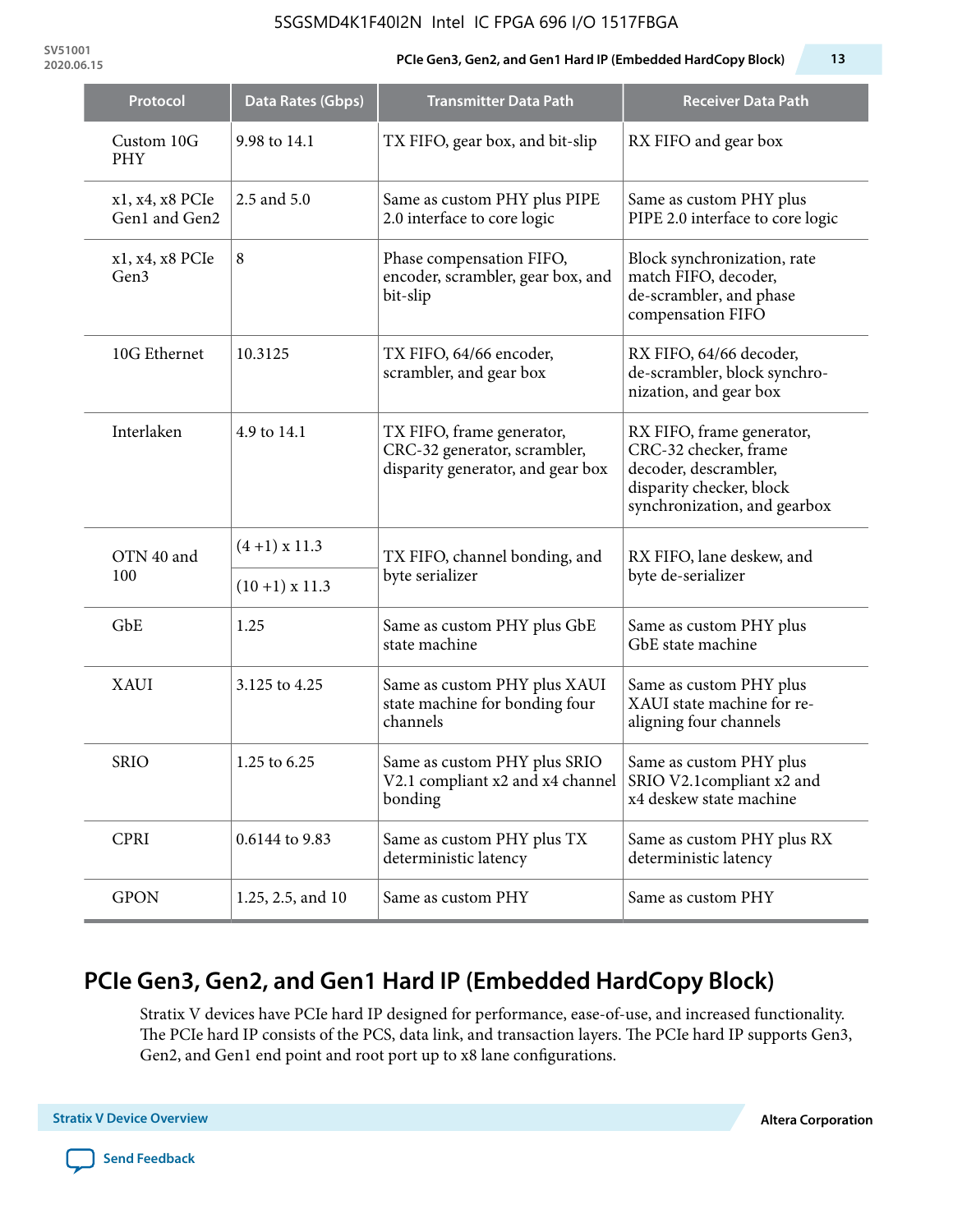| Protocol | Data Rates (Gbps) | Transmitter Data Path | Receiver Data Path |
|---|---|---|---|
| Custom 10G PHY | 9.98 to 14.1 | TX FIFO, gear box, and bit-slip | RX FIFO and gear box |
| x1, x4, x8 PCIe Gen1 and Gen2 | 2.5 and 5.0 | Same as custom PHY plus PIPE 2.0 interface to core logic | Same as custom PHY plus PIPE 2.0 interface to core logic |
| x1, x4, x8 PCIe Gen3 | 8 | Phase compensation FIFO, encoder, scrambler, gear box, and bit-slip | Block synchronization, rate match FIFO, decoder, de-scrambler, and phase compensation FIFO |
| 10G Ethernet | 10.3125 | TX FIFO, 64/66 encoder, scrambler, and gear box | RX FIFO, 64/66 decoder, de-scrambler, block synchro-nization, and gear box |
| Interlaken | 4.9 to 14.1 | TX FIFO, frame generator, CRC-32 generator, scrambler, disparity generator, and gear box | RX FIFO, frame generator, CRC-32 checker, frame decoder, descrambler, disparity checker, block synchronization, and gearbox |
| OTN 40 and 100 | (4 +1) x 11.3 | TX FIFO, channel bonding, and byte serializer | RX FIFO, lane deskew, and byte de-serializer |
| | (10 +1) x 11.3 | | |
| GbE | 1.25 | Same as custom PHY plus GbE state machine | Same as custom PHY plus GbE state machine |
| XAUI | 3.125 to 4.25 | Same as custom PHY plus XAUI state machine for bonding four channels | Same as custom PHY plus XAUI state machine for re-aligning four channels |
| SRIO | 1.25 to 6.25 | Same as custom PHY plus SRIO V2.1 compliant x2 and x4 channel bonding | Same as custom PHY plus SRIO V2.1compliant x2 and x4 deskew state machine |
| CPRI | 0.6144 to 9.83 | Same as custom PHY plus TX deterministic latency | Same as custom PHY plus RX deterministic latency |
| GPON | 1.25, 2.5, and 10 | Same as custom PHY | Same as custom PHY |

## PCIe Gen3, Gen2, and Gen1 Hard IP (Embedded HardCopy Block)

Stratix V devices have PCIe hard IP designed for performance, ease-of-use, and increased functionality. The PCIe hard IP consists of the PCS, data link, and transaction layers. The PCIe hard IP supports Gen3, Gen2, and Gen1 end point and root port up to x8 lane configurations.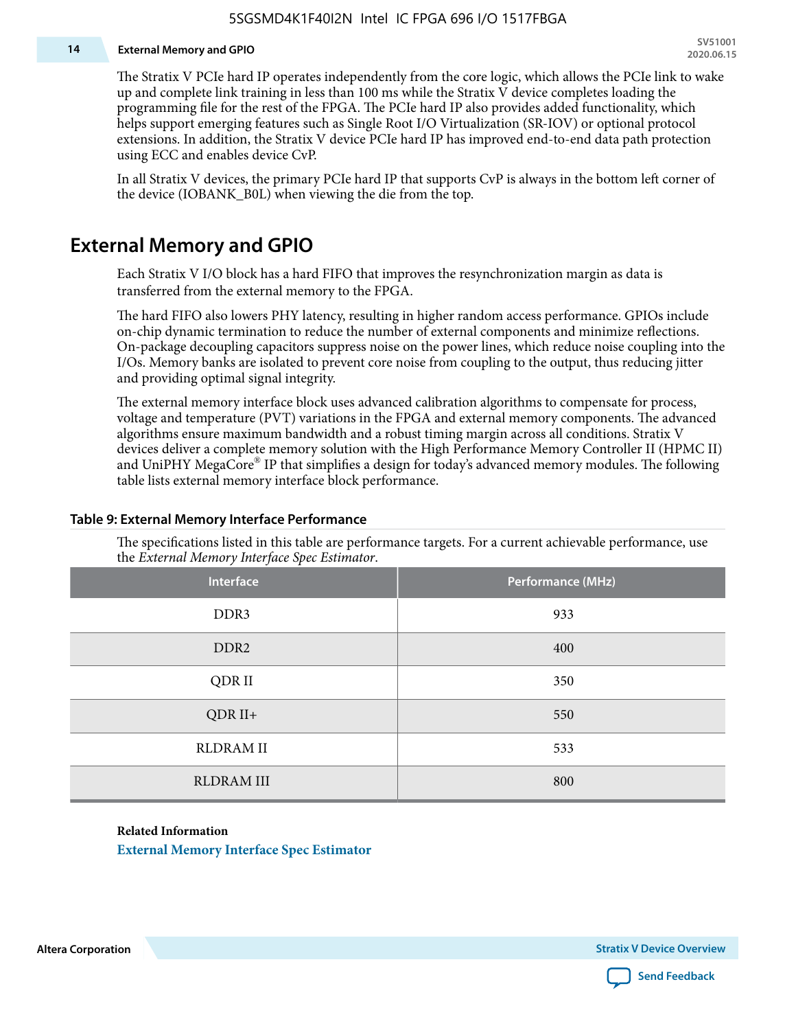The Stratix V PCIe hard IP operates independently from the core logic, which allows the PCIe link to wake up and complete link training in less than 100 ms while the Stratix V device completes loading the programming file for the rest of the FPGA. The PCIe hard IP also provides added functionality, which helps support emerging features such as Single Root I/O Virtualization (SR-IOV) or optional protocol extensions. In addition, the Stratix V device PCIe hard IP has improved end-to-end data path protection using ECC and enables device CvP.

In all Stratix V devices, the primary PCIe hard IP that supports CvP is always in the bottom left corner of the device (IOBANK_B0L) when viewing the die from the top.

## External Memory and GPIO

Each Stratix V I/O block has a hard FIFO that improves the resynchronization margin as data is transferred from the external memory to the FPGA.

The hard FIFO also lowers PHY latency, resulting in higher random access performance. GPIOs include on-chip dynamic termination to reduce the number of external components and minimize reflections. On-package decoupling capacitors suppress noise on the power lines, which reduce noise coupling into the I/Os. Memory banks are isolated to prevent core noise from coupling to the output, thus reducing jitter and providing optimal signal integrity.

The external memory interface block uses advanced calibration algorithms to compensate for process, voltage and temperature (PVT) variations in the FPGA and external memory components. The advanced algorithms ensure maximum bandwidth and a robust timing margin across all conditions. Stratix V devices deliver a complete memory solution with the High Performance Memory Controller II (HPMC II) and UniPHY MegaCore® IP that simplifies a design for today's advanced memory modules. The following table lists external memory interface block performance.

### Table 9: External Memory Interface Performance

The specifications listed in this table are performance targets. For a current achievable performance, use the *External Memory Interface Spec Estimator*.

| Interface | Performance (MHz) |
|---|---|
| DDR3 | 933 |
| DDR2 | 400 |
| QDR II | 350 |
| QDR II+ | 550 |
| RLDRAM II | 533 |
| RLDRAM III | 800 |

**Related Information**

External Memory Interface Spec Estimator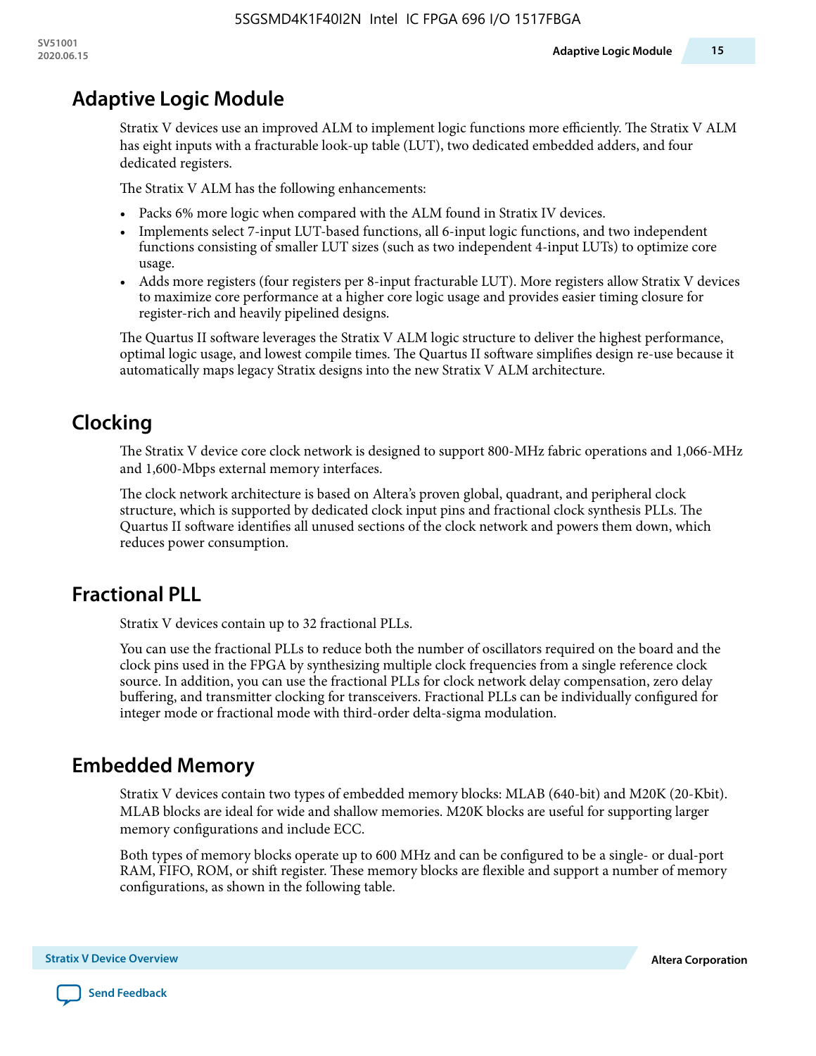## Adaptive Logic Module

Stratix V devices use an improved ALM to implement logic functions more efficiently. The Stratix V ALM has eight inputs with a fracturable look-up table (LUT), two dedicated embedded adders, and four dedicated registers.

The Stratix V ALM has the following enhancements:

- Packs 6% more logic when compared with the ALM found in Stratix IV devices.
- Implements select 7-input LUT-based functions, all 6-input logic functions, and two independent functions consisting of smaller LUT sizes (such as two independent 4-input LUTs) to optimize core usage.
- Adds more registers (four registers per 8-input fracturable LUT). More registers allow Stratix V devices to maximize core performance at a higher core logic usage and provides easier timing closure for register-rich and heavily pipelined designs.

The Quartus II software leverages the Stratix V ALM logic structure to deliver the highest performance, optimal logic usage, and lowest compile times. The Quartus II software simplifies design re-use because it automatically maps legacy Stratix designs into the new Stratix V ALM architecture.

## Clocking

The Stratix V device core clock network is designed to support 800-MHz fabric operations and 1,066-MHz and 1,600-Mbps external memory interfaces.

The clock network architecture is based on Altera's proven global, quadrant, and peripheral clock structure, which is supported by dedicated clock input pins and fractional clock synthesis PLLs. The Quartus II software identifies all unused sections of the clock network and powers them down, which reduces power consumption.

## Fractional PLL

Stratix V devices contain up to 32 fractional PLLs.

You can use the fractional PLLs to reduce both the number of oscillators required on the board and the clock pins used in the FPGA by synthesizing multiple clock frequencies from a single reference clock source. In addition, you can use the fractional PLLs for clock network delay compensation, zero delay buffering, and transmitter clocking for transceivers. Fractional PLLs can be individually configured for integer mode or fractional mode with third-order delta-sigma modulation.

## Embedded Memory

Stratix V devices contain two types of embedded memory blocks: MLAB (640-bit) and M20K (20-Kbit). MLAB blocks are ideal for wide and shallow memories. M20K blocks are useful for supporting larger memory configurations and include ECC.

Both types of memory blocks operate up to 600 MHz and can be configured to be a single- or dual-port RAM, FIFO, ROM, or shift register. These memory blocks are flexible and support a number of memory configurations, as shown in the following table.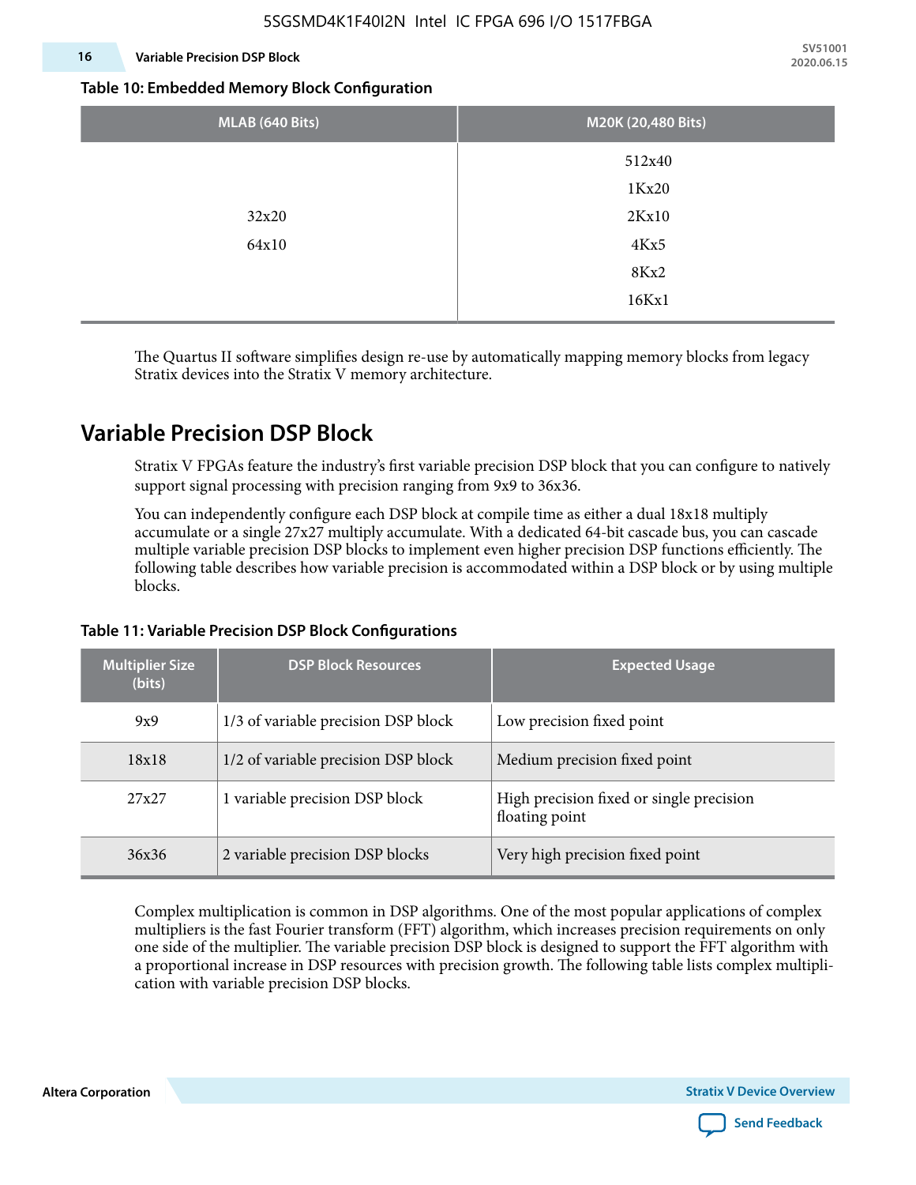**Table 10: Embedded Memory Block Configuration**

| MLAB (640 Bits) | M20K (20,480 Bits) |
|---|---|
| 32x20<br>64x10 | 512x40<br>1Kx20<br>2Kx10<br>4Kx5<br>8Kx2<br>16Kx1 |

The Quartus II software simplifies design re-use by automatically mapping memory blocks from legacy Stratix devices into the Stratix V memory architecture.

## Variable Precision DSP Block

Stratix V FPGAs feature the industry's first variable precision DSP block that you can configure to natively support signal processing with precision ranging from 9x9 to 36x36.

You can independently configure each DSP block at compile time as either a dual 18x18 multiply accumulate or a single 27x27 multiply accumulate. With a dedicated 64-bit cascade bus, you can cascade multiple variable precision DSP blocks to implement even higher precision DSP functions efficiently. The following table describes how variable precision is accommodated within a DSP block or by using multiple blocks.

**Table 11: Variable Precision DSP Block Configurations**

| Multiplier Size (bits) | DSP Block Resources | Expected Usage |
|---|---|---|
| 9x9 | 1/3 of variable precision DSP block | Low precision fixed point |
| 18x18 | 1/2 of variable precision DSP block | Medium precision fixed point |
| 27x27 | 1 variable precision DSP block | High precision fixed or single precision floating point |
| 36x36 | 2 variable precision DSP blocks | Very high precision fixed point |

Complex multiplication is common in DSP algorithms. One of the most popular applications of complex multipliers is the fast Fourier transform (FFT) algorithm, which increases precision requirements on only one side of the multiplier. The variable precision DSP block is designed to support the FFT algorithm with a proportional increase in DSP resources with precision growth. The following table lists complex multiplication with variable precision DSP blocks.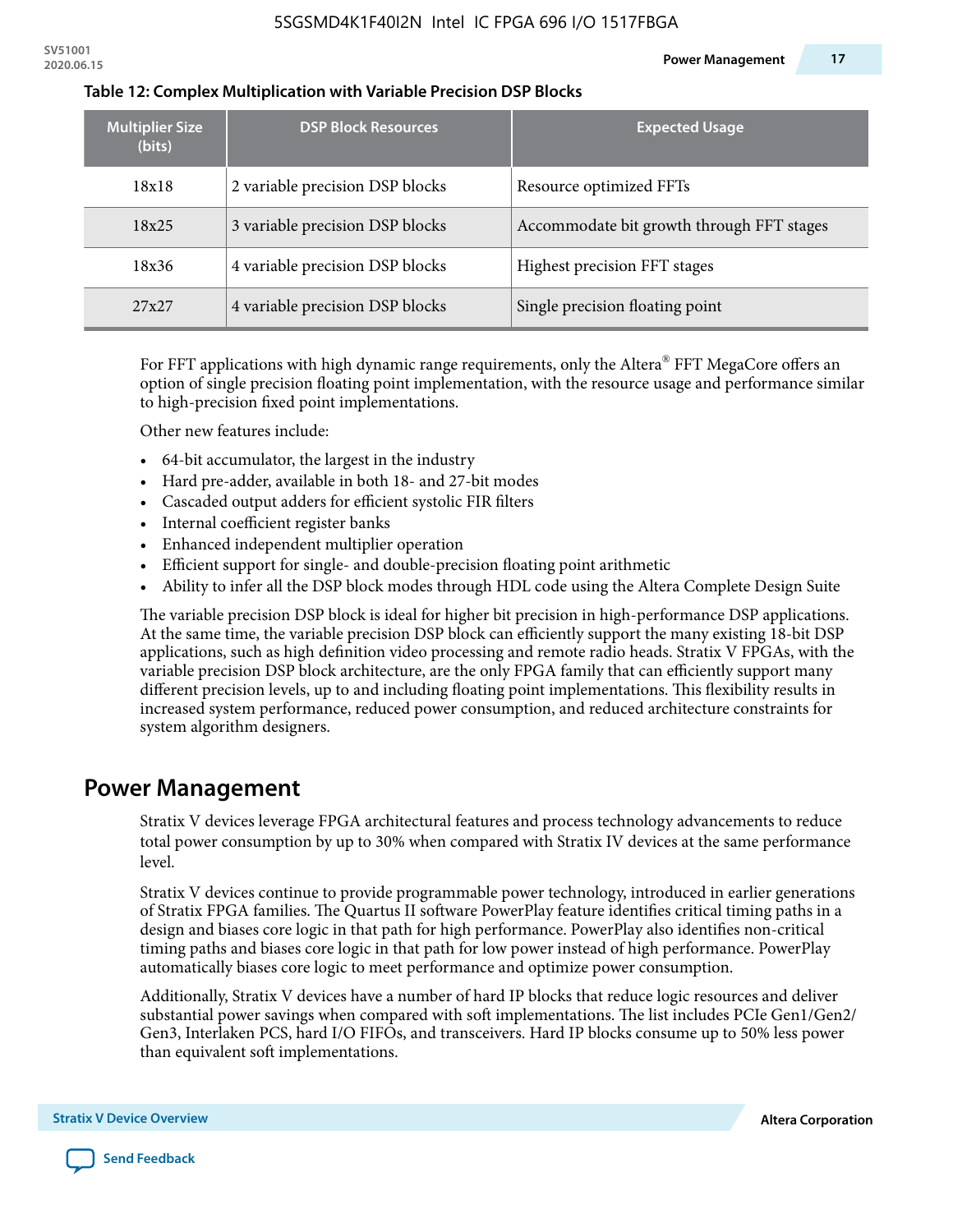**Table 12: Complex Multiplication with Variable Precision DSP Blocks**

| Multiplier Size (bits) | DSP Block Resources | Expected Usage |
|---|---|---|
| 18x18 | 2 variable precision DSP blocks | Resource optimized FFTs |
| 18x25 | 3 variable precision DSP blocks | Accommodate bit growth through FFT stages |
| 18x36 | 4 variable precision DSP blocks | Highest precision FFT stages |
| 27x27 | 4 variable precision DSP blocks | Single precision floating point |

For FFT applications with high dynamic range requirements, only the Altera® FFT MegaCore offers an option of single precision floating point implementation, with the resource usage and performance similar to high-precision fixed point implementations.

Other new features include:

- 64-bit accumulator, the largest in the industry
- Hard pre-adder, available in both 18- and 27-bit modes
- Cascaded output adders for efficient systolic FIR filters
- Internal coefficient register banks
- Enhanced independent multiplier operation
- Efficient support for single- and double-precision floating point arithmetic
- Ability to infer all the DSP block modes through HDL code using the Altera Complete Design Suite

The variable precision DSP block is ideal for higher bit precision in high-performance DSP applications. At the same time, the variable precision DSP block can efficiently support the many existing 18-bit DSP applications, such as high definition video processing and remote radio heads. Stratix V FPGAs, with the variable precision DSP block architecture, are the only FPGA family that can efficiently support many different precision levels, up to and including floating point implementations. This flexibility results in increased system performance, reduced power consumption, and reduced architecture constraints for system algorithm designers.

## Power Management

Stratix V devices leverage FPGA architectural features and process technology advancements to reduce total power consumption by up to 30% when compared with Stratix IV devices at the same performance level.

Stratix V devices continue to provide programmable power technology, introduced in earlier generations of Stratix FPGA families. The Quartus II software PowerPlay feature identifies critical timing paths in a design and biases core logic in that path for high performance. PowerPlay also identifies non-critical timing paths and biases core logic in that path for low power instead of high performance. PowerPlay automatically biases core logic to meet performance and optimize power consumption.

Additionally, Stratix V devices have a number of hard IP blocks that reduce logic resources and deliver substantial power savings when compared with soft implementations. The list includes PCIe Gen1/Gen2/Gen3, Interlaken PCS, hard I/O FIFOs, and transceivers. Hard IP blocks consume up to 50% less power than equivalent soft implementations.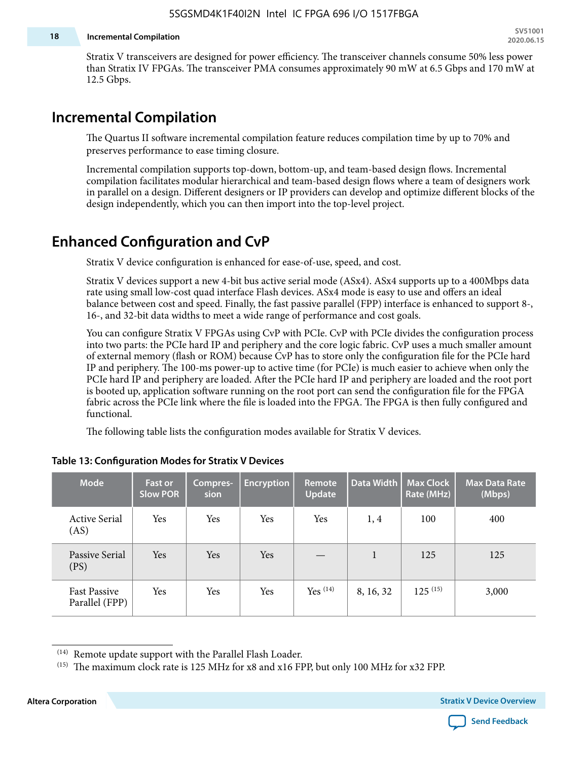Stratix V transceivers are designed for power efficiency. The transceiver channels consume 50% less power than Stratix IV FPGAs. The transceiver PMA consumes approximately 90 mW at 6.5 Gbps and 170 mW at 12.5 Gbps.

## Incremental Compilation

The Quartus II software incremental compilation feature reduces compilation time by up to 70% and preserves performance to ease timing closure.

Incremental compilation supports top-down, bottom-up, and team-based design flows. Incremental compilation facilitates modular hierarchical and team-based design flows where a team of designers work in parallel on a design. Different designers or IP providers can develop and optimize different blocks of the design independently, which you can then import into the top-level project.

## Enhanced Configuration and CvP

Stratix V device configuration is enhanced for ease-of-use, speed, and cost.

Stratix V devices support a new 4-bit bus active serial mode (ASx4). ASx4 supports up to a 400Mbps data rate using small low-cost quad interface Flash devices. ASx4 mode is easy to use and offers an ideal balance between cost and speed. Finally, the fast passive parallel (FPP) interface is enhanced to support 8-, 16-, and 32-bit data widths to meet a wide range of performance and cost goals.

You can configure Stratix V FPGAs using CvP with PCIe. CvP with PCIe divides the configuration process into two parts: the PCIe hard IP and periphery and the core logic fabric. CvP uses a much smaller amount of external memory (flash or ROM) because CvP has to store only the configuration file for the PCIe hard IP and periphery. The 100-ms power-up to active time (for PCIe) is much easier to achieve when only the PCIe hard IP and periphery are loaded. After the PCIe hard IP and periphery are loaded and the root port is booted up, application software running on the root port can send the configuration file for the FPGA fabric across the PCIe link where the file is loaded into the FPGA. The FPGA is then fully configured and functional.

The following table lists the configuration modes available for Stratix V devices.

**Table 13: Configuration Modes for Stratix V Devices**

| Mode | Fast or Slow POR | Compres-sion | Encryption | Remote Update | Data Width | Max Clock Rate (MHz) | Max Data Rate (Mbps) |
|---|---|---|---|---|---|---|---|
| Active Serial (AS) | Yes | Yes | Yes | Yes | 1, 4 | 100 | 400 |
| Passive Serial (PS) | Yes | Yes | Yes | — | 1 | 125 | 125 |
| Fast Passive Parallel (FPP) | Yes | Yes | Yes | Yes [14] | 8, 16, 32 | 125 [15] | 3,000 |

[14] Remote update support with the Parallel Flash Loader.

[15] The maximum clock rate is 125 MHz for x8 and x16 FPP, but only 100 MHz for x32 FPP.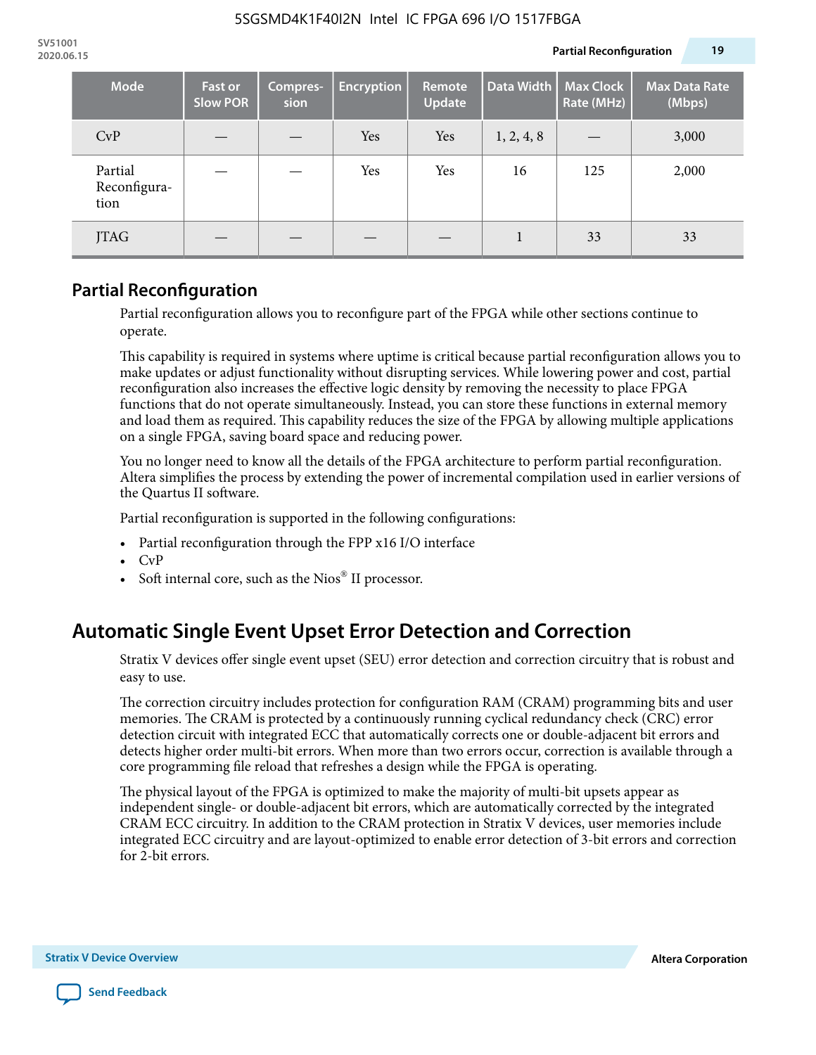| Mode | Fast or Slow POR | Compres-sion | Encryption | Remote Update | Data Width | Max Clock Rate (MHz) | Max Data Rate (Mbps) |
|---|---|---|---|---|---|---|---|
| CvP | — | — | Yes | Yes | 1, 2, 4, 8 | — | 3,000 |
| Partial Reconfigura-tion | — | — | Yes | Yes | 16 | 125 | 2,000 |
| JTAG | — | — | — | — | 1 | 33 | 33 |

## Partial Reconfiguration

Partial reconfiguration allows you to reconfigure part of the FPGA while other sections continue to operate.

This capability is required in systems where uptime is critical because partial reconfiguration allows you to make updates or adjust functionality without disrupting services. While lowering power and cost, partial reconfiguration also increases the effective logic density by removing the necessity to place FPGA functions that do not operate simultaneously. Instead, you can store these functions in external memory and load them as required. This capability reduces the size of the FPGA by allowing multiple applications on a single FPGA, saving board space and reducing power.

You no longer need to know all the details of the FPGA architecture to perform partial reconfiguration. Altera simplifies the process by extending the power of incremental compilation used in earlier versions of the Quartus II software.

Partial reconfiguration is supported in the following configurations:

- Partial reconfiguration through the FPP x16 I/O interface
- CvP
- Soft internal core, such as the Nios® II processor.

# Automatic Single Event Upset Error Detection and Correction

Stratix V devices offer single event upset (SEU) error detection and correction circuitry that is robust and easy to use.

The correction circuitry includes protection for configuration RAM (CRAM) programming bits and user memories. The CRAM is protected by a continuously running cyclical redundancy check (CRC) error detection circuit with integrated ECC that automatically corrects one or double-adjacent bit errors and detects higher order multi-bit errors. When more than two errors occur, correction is available through a core programming file reload that refreshes a design while the FPGA is operating.

The physical layout of the FPGA is optimized to make the majority of multi-bit upsets appear as independent single- or double-adjacent bit errors, which are automatically corrected by the integrated CRAM ECC circuitry. In addition to the CRAM protection in Stratix V devices, user memories include integrated ECC circuitry and are layout-optimized to enable error detection of 3-bit errors and correction for 2-bit errors.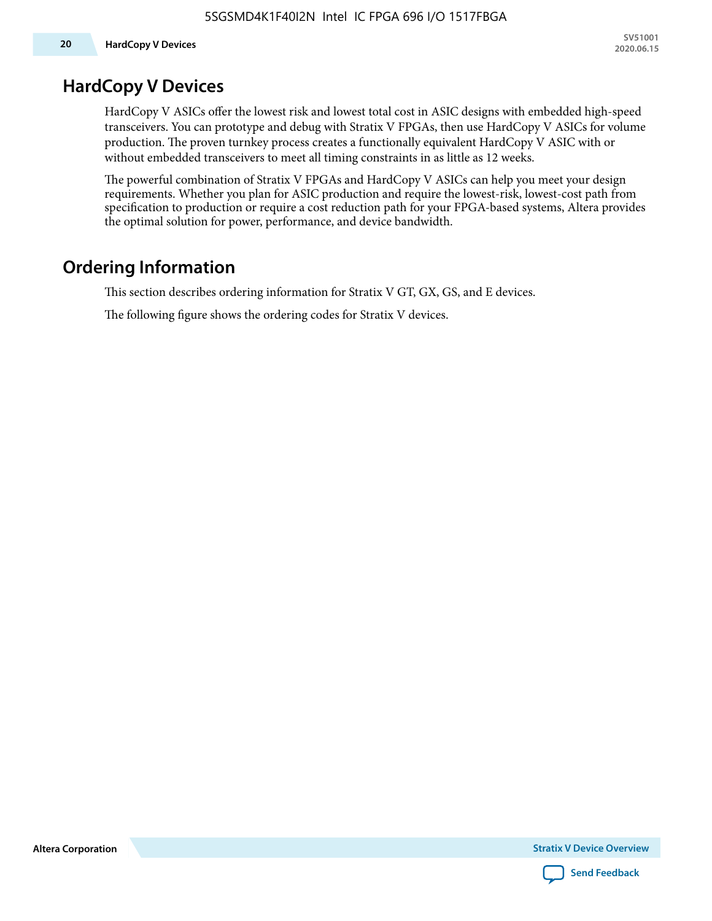## HardCopy V Devices

HardCopy V ASICs offer the lowest risk and lowest total cost in ASIC designs with embedded high-speed transceivers. You can prototype and debug with Stratix V FPGAs, then use HardCopy V ASICs for volume production. The proven turnkey process creates a functionally equivalent HardCopy V ASIC with or without embedded transceivers to meet all timing constraints in as little as 12 weeks.

The powerful combination of Stratix V FPGAs and HardCopy V ASICs can help you meet your design requirements. Whether you plan for ASIC production and require the lowest-risk, lowest-cost path from specification to production or require a cost reduction path for your FPGA-based systems, Altera provides the optimal solution for power, performance, and device bandwidth.

## Ordering Information

This section describes ordering information for Stratix V GT, GX, GS, and E devices.

The following figure shows the ordering codes for Stratix V devices.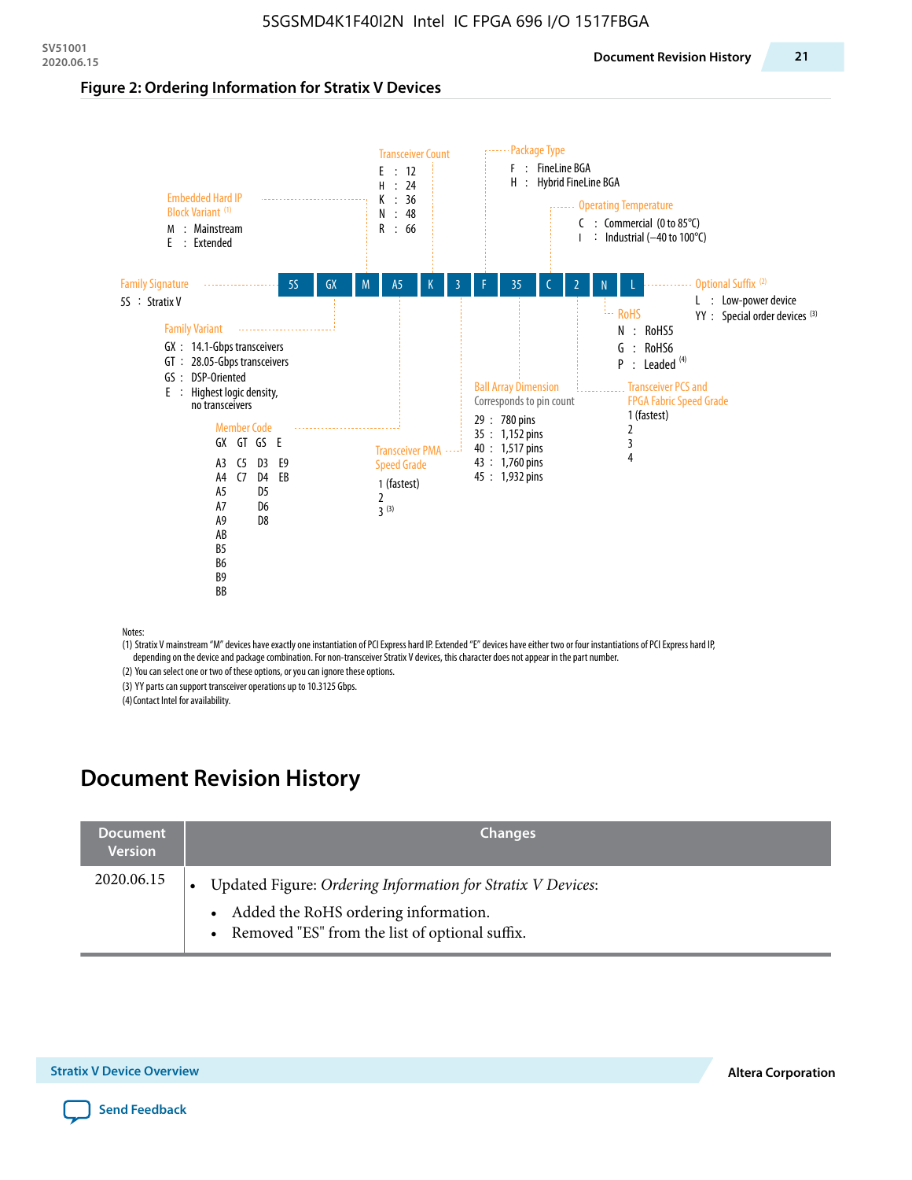**Figure 2: Ordering Information for Stratix V Devices**

5S | GX | M | A5 | K | 3 | F | 35 | C | 2 | N | L

**Family Signature**
- 5S : Stratix V

**Family Variant**
- GX : 14.1-Gbps transceivers
- GT : 28.05-Gbps transceivers
- GS : DSP-Oriented
- E : Highest logic density, no transceivers

**Embedded Hard IP Block Variant** [(1)]
- M : Mainstream
- E : Extended

**Member Code**

| GX | GT | GS | E |
|---|---|---|---|
| A3 | C5 | D3 | E9 |
| A4 | C7 | D4 | EB |
| A5 | | D5 | |
| A7 | | D6 | |
| A9 | | D8 | |
| AB | | | |
| B5 | | | |
| B6 | | | |
| B9 | | | |
| BB | | | |

**Transceiver Count**
- E : 12
- H : 24
- K : 36
- N : 48
- R : 66

**Transceiver PMA Speed Grade**
- 1 (fastest)
- 2
- 3 [(3)]

**Package Type**
- F : FineLine BGA
- H : Hybrid FineLine BGA

**Ball Array Dimension**

Corresponds to pin count
- 29 : 780 pins
- 35 : 1,152 pins
- 40 : 1,517 pins
- 43 : 1,760 pins
- 45 : 1,932 pins

**Operating Temperature**
- C : Commercial (0 to 85°C)
- I : Industrial (–40 to 100°C)

**Transceiver PCS and FPGA Fabric Speed Grade**
- 1 (fastest)
- 2
- 3
- 4

**RoHS**
- N : RoHS5
- G : RoHS6
- P : Leaded [(4)]

**Optional Suffix** [(2)]
- L : Low-power device
- YY : Special order devices [(3)]

Notes:

(1) Stratix V mainstream "M" devices have exactly one instantiation of PCI Express hard IP. Extended "E" devices have either two or four instantiations of PCI Express hard IP, depending on the device and package combination. For non-transceiver Stratix V devices, this character does not appear in the part number.

(2) You can select one or two of these options, or you can ignore these options.

(3) YY parts can support transceiver operations up to 10.3125 Gbps.

(4) Contact Intel for availability.

# Document Revision History

| Document Version | Changes |
|---|---|
| 2020.06.15 | • Updated Figure: *Ordering Information for Stratix V Devices*:<br>  – Added the RoHS ordering information.<br>  – Removed "ES" from the list of optional suffix. |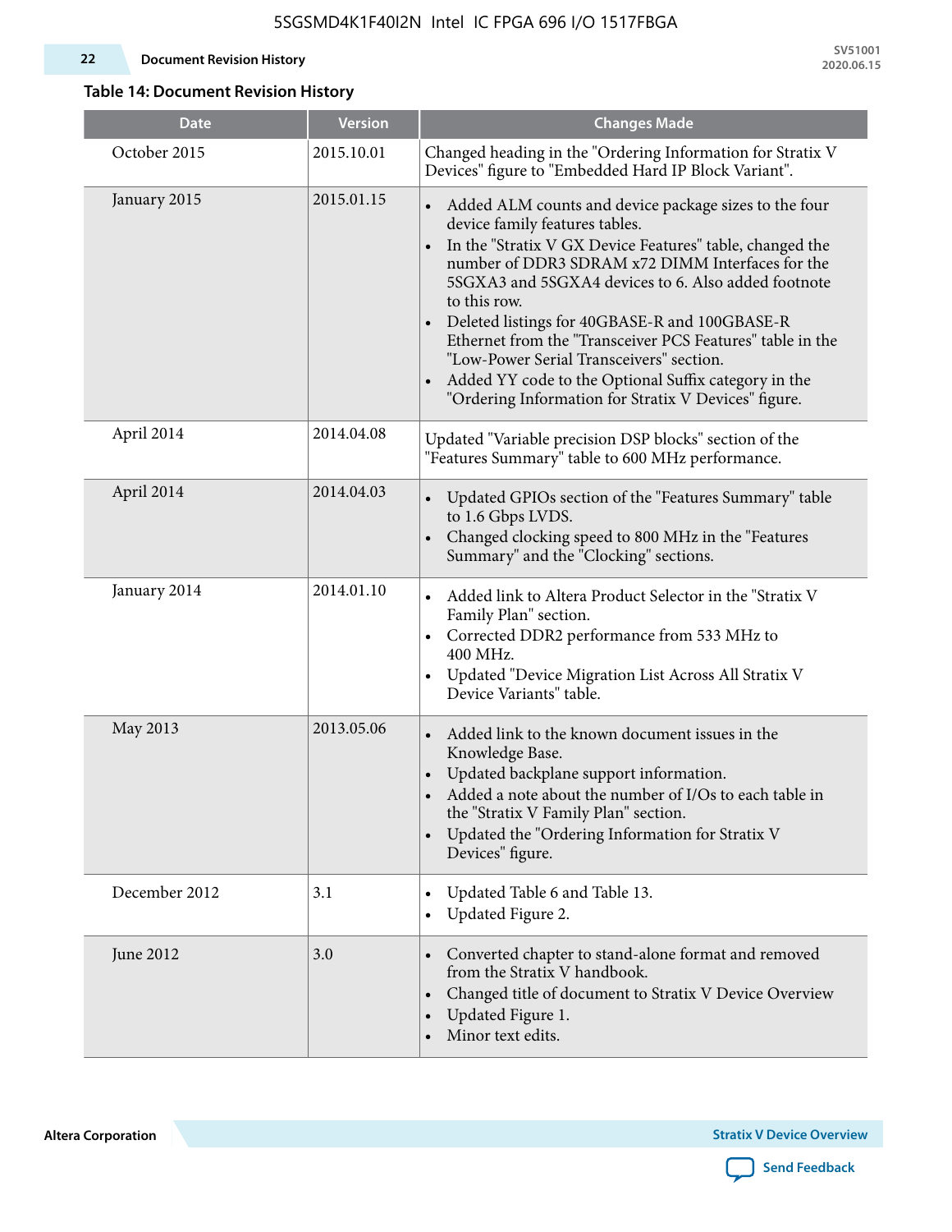**Table 14: Document Revision History**

| Date | Version | Changes Made |
|---|---|---|
| October 2015 | 2015.10.01 | Changed heading in the "Ordering Information for Stratix V Devices" figure to "Embedded Hard IP Block Variant". |
| January 2015 | 2015.01.15 | • Added ALM counts and device package sizes to the four device family features tables.<br>• In the "Stratix V GX Device Features" table, changed the number of DDR3 SDRAM x72 DIMM Interfaces for the 5SGXA3 and 5SGXA4 devices to 6. Also added footnote to this row.<br>• Deleted listings for 40GBASE-R and 100GBASE-R Ethernet from the "Transceiver PCS Features" table in the "Low-Power Serial Transceivers" section.<br>• Added YY code to the Optional Suffix category in the "Ordering Information for Stratix V Devices" figure. |
| April 2014 | 2014.04.08 | Updated "Variable precision DSP blocks" section of the "Features Summary" table to 600 MHz performance. |
| April 2014 | 2014.04.03 | • Updated GPIOs section of the "Features Summary" table to 1.6 Gbps LVDS.<br>• Changed clocking speed to 800 MHz in the "Features Summary" and the "Clocking" sections. |
| January 2014 | 2014.01.10 | • Added link to Altera Product Selector in the "Stratix V Family Plan" section.<br>• Corrected DDR2 performance from 533 MHz to 400 MHz.<br>• Updated "Device Migration List Across All Stratix V Device Variants" table. |
| May 2013 | 2013.05.06 | • Added link to the known document issues in the Knowledge Base.<br>• Updated backplane support information.<br>• Added a note about the number of I/Os to each table in the "Stratix V Family Plan" section.<br>• Updated the "Ordering Information for Stratix V Devices" figure. |
| December 2012 | 3.1 | • Updated Table 6 and Table 13.<br>• Updated Figure 2. |
| June 2012 | 3.0 | • Converted chapter to stand-alone format and removed from the Stratix V handbook.<br>• Changed title of document to Stratix V Device Overview<br>• Updated Figure 1.<br>• Minor text edits. |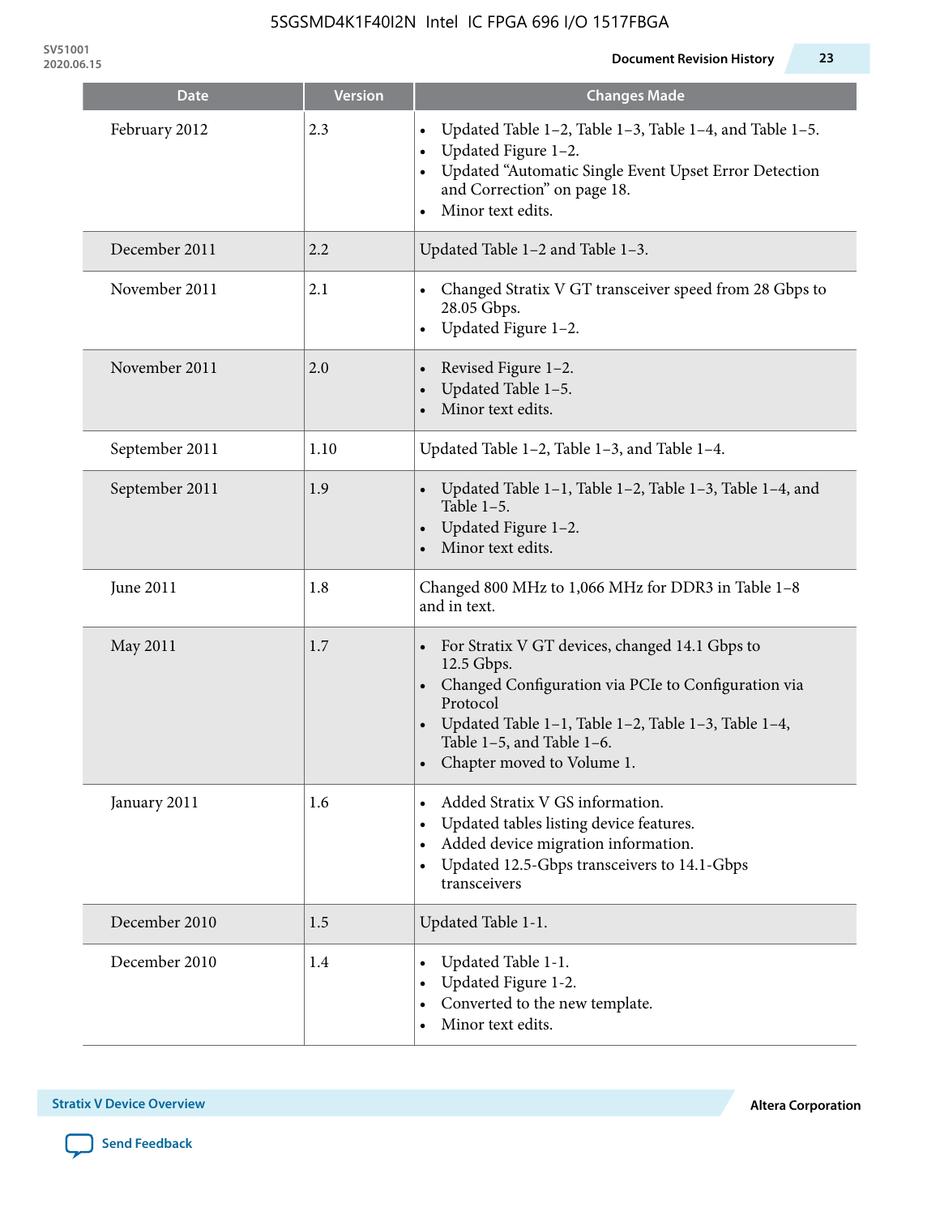| Date | Version | Changes Made |
| --- | --- | --- |
| February 2012 | 2.3 | • Updated Table 1–2, Table 1–3, Table 1–4, and Table 1–5.<br>• Updated Figure 1–2.<br>• Updated “Automatic Single Event Upset Error Detection and Correction” on page 18.<br>• Minor text edits. |
| December 2011 | 2.2 | Updated Table 1–2 and Table 1–3. |
| November 2011 | 2.1 | • Changed Stratix V GT transceiver speed from 28 Gbps to 28.05 Gbps.<br>• Updated Figure 1–2. |
| November 2011 | 2.0 | • Revised Figure 1–2.<br>• Updated Table 1–5.<br>• Minor text edits. |
| September 2011 | 1.10 | Updated Table 1–2, Table 1–3, and Table 1–4. |
| September 2011 | 1.9 | • Updated Table 1–1, Table 1–2, Table 1–3, Table 1–4, and Table 1–5.<br>• Updated Figure 1–2.<br>• Minor text edits. |
| June 2011 | 1.8 | Changed 800 MHz to 1,066 MHz for DDR3 in Table 1–8 and in text. |
| May 2011 | 1.7 | • For Stratix V GT devices, changed 14.1 Gbps to 12.5 Gbps.<br>• Changed Configuration via PCIe to Configuration via Protocol<br>• Updated Table 1–1, Table 1–2, Table 1–3, Table 1–4, Table 1–5, and Table 1–6.<br>• Chapter moved to Volume 1. |
| January 2011 | 1.6 | • Added Stratix V GS information.<br>• Updated tables listing device features.<br>• Added device migration information.<br>• Updated 12.5-Gbps transceivers to 14.1-Gbps transceivers |
| December 2010 | 1.5 | Updated Table 1-1. |
| December 2010 | 1.4 | • Updated Table 1-1.<br>• Updated Figure 1-2.<br>• Converted to the new template.<br>• Minor text edits. |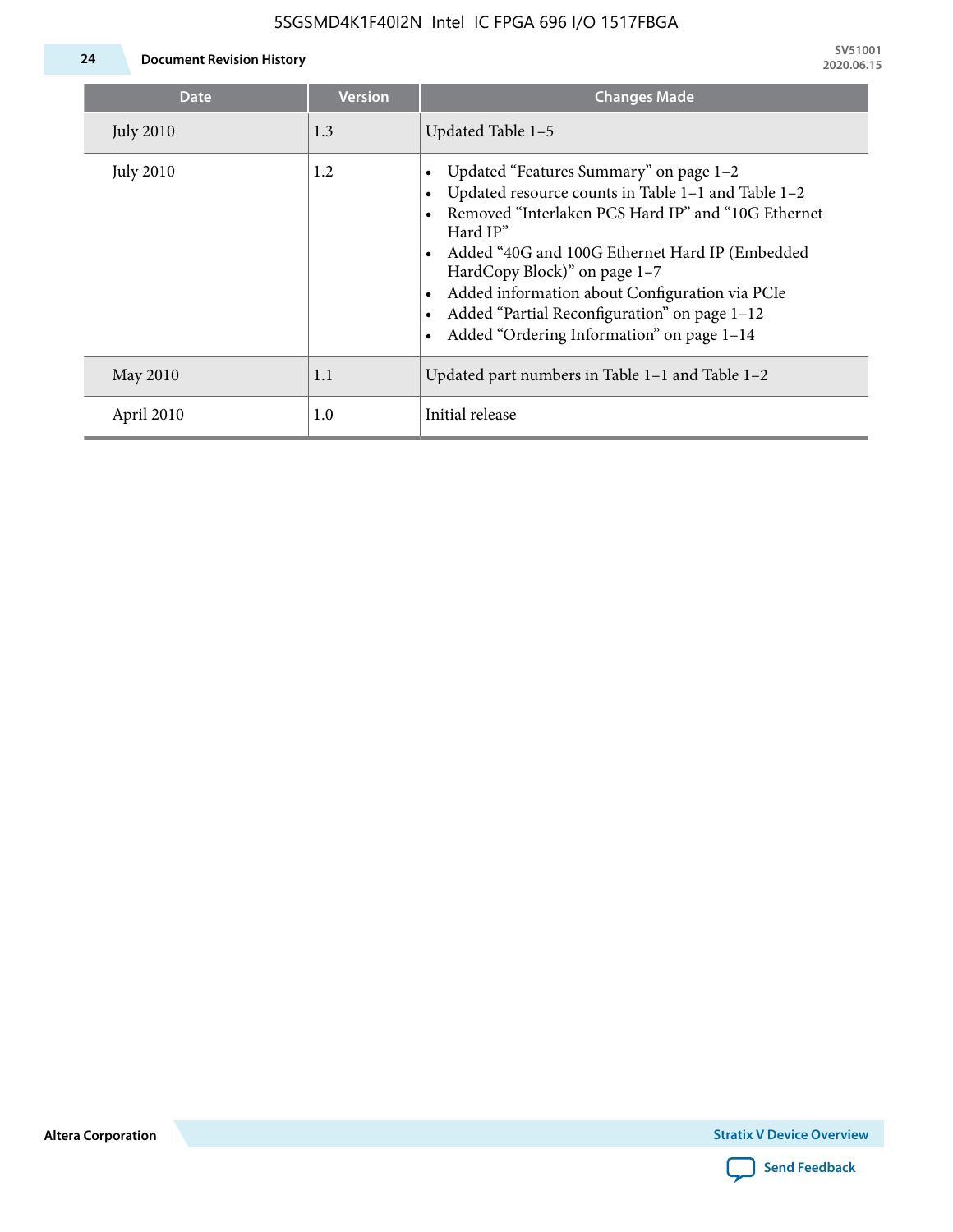| Date | Version | Changes Made |
| --- | --- | --- |
| July 2010 | 1.3 | Updated Table 1–5 |
| July 2010 | 1.2 | • Updated “Features Summary” on page 1–2<br>• Updated resource counts in Table 1–1 and Table 1–2<br>• Removed “Interlaken PCS Hard IP” and “10G Ethernet Hard IP”<br>• Added “40G and 100G Ethernet Hard IP (Embedded HardCopy Block)” on page 1–7<br>• Added information about Configuration via PCIe<br>• Added “Partial Reconfiguration” on page 1–12<br>• Added “Ordering Information” on page 1–14 |
| May 2010 | 1.1 | Updated part numbers in Table 1–1 and Table 1–2 |
| April 2010 | 1.0 | Initial release |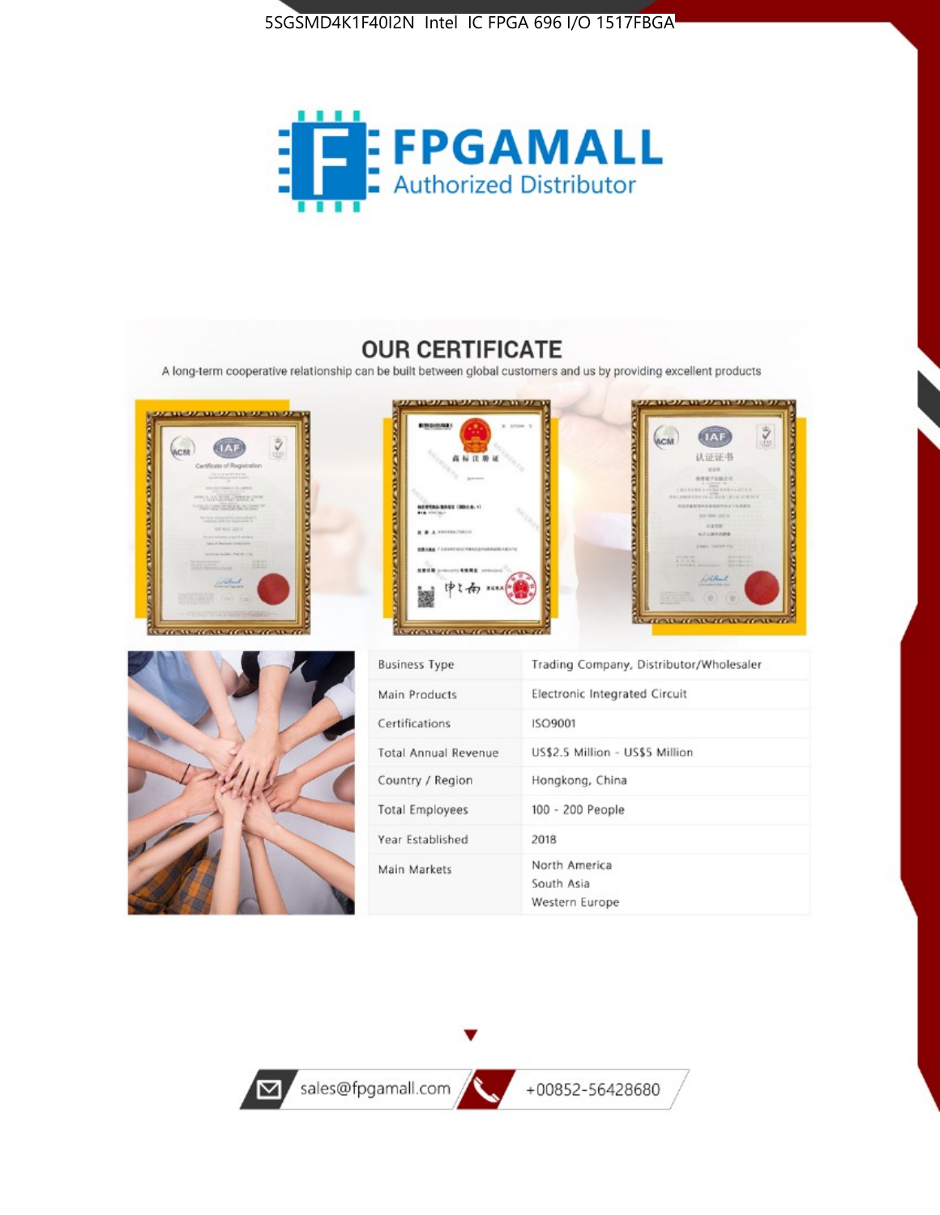# FPGAMALL

Authorized Distributor

## OUR CERTIFICATE

A long-term cooperative relationship can be built between global customers and us by providing excellent products

| | |
|---|---|
| Business Type | Trading Company, Distributor/Wholesaler |
| Main Products | Electronic Integrated Circuit |
| Certifications | ISO9001 |
| Total Annual Revenue | US$2.5 Million - US$5 Million |
| Country / Region | Hongkong, China |
| Total Employees | 100 - 200 People |
| Year Established | 2018 |
| Main Markets | North America<br>South Asia<br>Western Europe |

sales@fpgamall.com

+00852-56428680